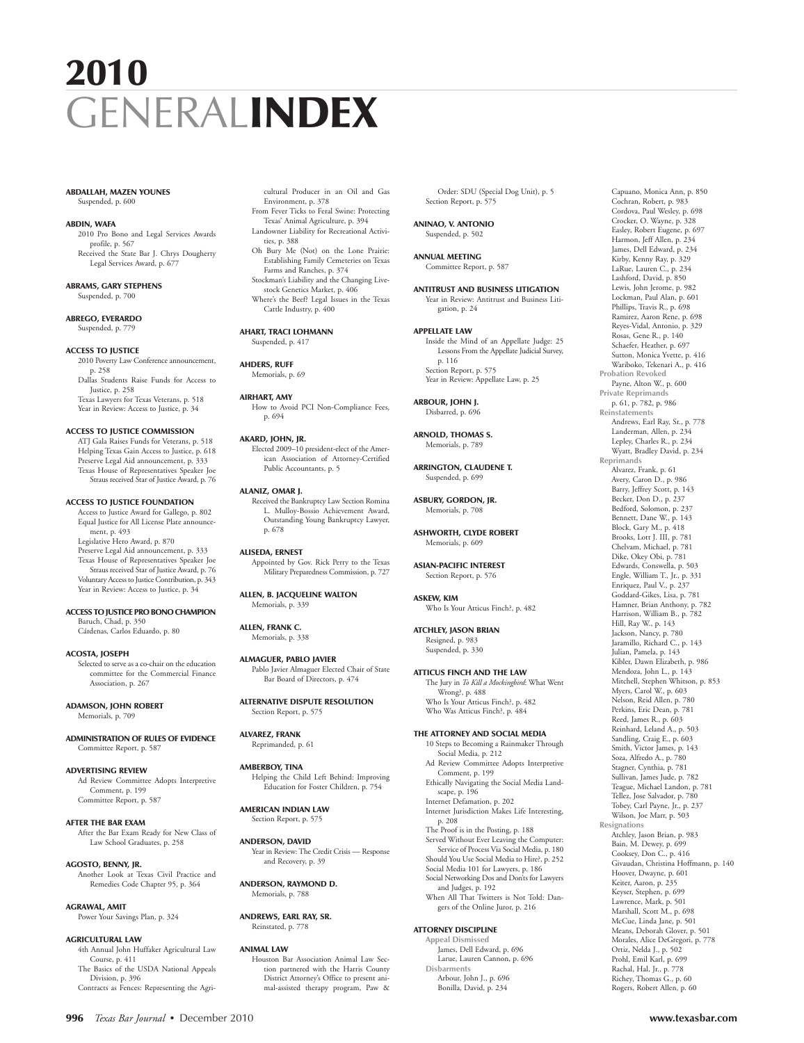# 2010 GENERAL**INDEX**

**ABDALLAH, MAZEN YOUNES**
Suspended, p. 600

**ABDIN, WAFA**
2010 Pro Bono and Legal Services Awards profile, p. 567
Received the State Bar J. Chrys Dougherty Legal Services Award, p. 677

**ABRAMS, GARY STEPHENS**
Suspended, p. 700

**ABREGO, EVERARDO**
Suspended, p. 779

**ACCESS TO JUSTICE**
2010 Poverty Law Conference announcement, p. 258
Dallas Students Raise Funds for Access to Justice, p. 258
Texas Lawyers for Texas Veterans, p. 518
Year in Review: Access to Justice, p. 34

**ACCESS TO JUSTICE COMMISSION**
ATJ Gala Raises Funds for Veterans, p. 518
Helping Texas Gain Access to Justice, p. 618
Preserve Legal Aid announcement, p. 333
Texas House of Representatives Speaker Joe Straus received Star of Justice Award, p. 76

**ACCESS TO JUSTICE FOUNDATION**
Access to Justice Award for Gallego, p. 802
Equal Justice for All License Plate announcement, p. 493
Legislative Hero Award, p. 870
Preserve Legal Aid announcement, p. 333
Texas House of Representatives Speaker Joe Straus received Star of Justice Award, p. 76
Voluntary Access to Justice Contribution, p. 343
Year in Review: Access to Justice, p. 34

**ACCESS TO JUSTICE PRO BONO CHAMPION**
Baruch, Chad, p. 350
Cárdenas, Carlos Eduardo, p. 80

**ACOSTA, JOSEPH**
Selected to serve as a co-chair on the education committee for the Commercial Finance Association, p. 267

**ADAMSON, JOHN ROBERT**
Memorials, p. 709

**ADMINISTRATION OF RULES OF EVIDENCE**
Committee Report, p. 587

**ADVERTISING REVIEW**
Ad Review Committee Adopts Interpretive Comment, p. 199
Committee Report, p. 587

**AFTER THE BAR EXAM**
After the Bar Exam Ready for New Class of Law School Graduates, p. 258

**AGOSTO, BENNY, JR.**
Another Look at Texas Civil Practice and Remedies Code Chapter 95, p. 364

**AGRAWAL, AMIT**
Power Your Savings Plan, p. 324

**AGRICULTURAL LAW**
4th Annual John Huffaker Agricultural Law Course, p. 411
The Basics of the USDA National Appeals Division, p. 396
Contracts as Fences: Representing the Agricultural Producer in an Oil and Gas Environment, p. 378
From Fever Ticks to Feral Swine: Protecting Texas' Animal Agriculture, p. 394
Landowner Liability for Recreational Activities, p. 388
Oh Bury Me (Not) on the Lone Prairie: Establishing Family Cemeteries on Texas Farms and Ranches, p. 374
Stockman's Liability and the Changing Livestock Genetics Market, p. 406
Where's the Beef? Legal Issues in the Texas Cattle Industry, p. 400

**AHART, TRACI LOHMANN**
Suspended, p. 417

**AHDERS, RUFF**
Memorials, p. 69

**AIRHART, AMY**
How to Avoid PCI Non-Compliance Fees, p. 694

**AKARD, JOHN, JR.**
Elected 2009–10 president-elect of the American Association of Attorney-Certified Public Accountants, p. 5

**ALANIZ, OMAR J.**
Received the Bankruptcy Law Section Romina L. Mulloy-Bossio Achievement Award, Outstanding Young Bankruptcy Lawyer, p. 678

**ALISEDA, ERNEST**
Appointed by Gov. Rick Perry to the Texas Military Preparedness Commission, p. 727

**ALLEN, B. JACQUELINE WALTON**
Memorials, p. 339

**ALLEN, FRANK C.**
Memorials, p. 338

**ALMAGUER, PABLO JAVIER**
Pablo Javier Almaguer Elected Chair of State Bar Board of Directors, p. 474

**ALTERNATIVE DISPUTE RESOLUTION**
Section Report, p. 575

**ALVAREZ, FRANK**
Reprimanded, p. 61

**AMBERBOY, TINA**
Helping the Child Left Behind: Improving Education for Foster Children, p. 754

**AMERICAN INDIAN LAW**
Section Report, p. 575

**ANDERSON, DAVID**
Year in Review: The Credit Crisis — Response and Recovery, p. 39

**ANDERSON, RAYMOND D.**
Memorials, p. 788

**ANDREWS, EARL RAY, SR.**
Reinstated, p. 778

**ANIMAL LAW**
Houston Bar Association Animal Law Section partnered with the Harris County District Attorney's Office to present animal-assisted therapy program, Paw & Order: SDU (Special Dog Unit), p. 5
Section Report, p. 575

**ANINAO, V. ANTONIO**
Suspended, p. 502

**ANNUAL MEETING**
Committee Report, p. 587

**ANTITRUST AND BUSINESS LITIGATION**
Year in Review: Antitrust and Business Litigation, p. 24

**APPELLATE LAW**
Inside the Mind of an Appellate Judge: 25 Lessons From the Appellate Judicial Survey, p. 116
Section Report, p. 575
Year in Review: Appellate Law, p. 25

**ARBOUR, JOHN J.**
Disbarred, p. 696

**ARNOLD, THOMAS S.**
Memorials, p. 789

**ARRINGTON, CLAUDENE T.**
Suspended, p. 699

**ASBURY, GORDON, JR.**
Memorials, p. 708

**ASHWORTH, CLYDE ROBERT**
Memorials, p. 609

**ASIAN-PACIFIC INTEREST**
Section Report, p. 576

**ASKEW, KIM**
Who Is Your Atticus Finch?, p. 482

**ATCHLEY, JASON BRIAN**
Resigned, p. 983
Suspended, p. 330

**ATTICUS FINCH AND THE LAW**
The Jury in *To Kill a Mockingbird*: What Went Wrong?, p. 488
Who Is Your Atticus Finch?, p. 482
Who Was Atticus Finch?, p. 484

**THE ATTORNEY AND SOCIAL MEDIA**
10 Steps to Becoming a Rainmaker Through Social Media, p. 212
Ad Review Committee Adopts Interpretive Comment, p. 199
Ethically Navigating the Social Media Landscape, p. 196
Internet Defamation, p. 202
Internet Jurisdiction Makes Life Interesting, p. 208
The Proof is in the Posting, p. 188
Served Without Ever Leaving the Computer: Service of Process Via Social Media, p. 180
Should You Use Social Media to Hire?, p. 252
Social Media 101 for Lawyers, p. 186
Social Networking Dos and Don'ts for Lawyers and Judges, p. 192
When All That Twitters is Not Told: Dangers of the Online Juror, p. 216

**ATTORNEY DISCIPLINE**

**Appeal Dismissed**
James, Dell Edward, p. 696
Larue, Lauren Cannon, p. 696

**Disbarments**
Arbour, John J., p. 696
Bonilla, David, p. 234
Capuano, Monica Ann, p. 850
Cochran, Robert, p. 983
Cordova, Paul Wesley, p. 698
Crocker, O. Wayne, p. 328
Easley, Robert Eugene, p. 697
Harmon, Jeff Allen, p. 234
James, Dell Edward, p. 234
Kirby, Kenny Ray, p. 329
LaRue, Lauren C., p. 234
Lashford, David, p. 850
Lewis, John Jerome, p. 982
Lockman, Paul Alan, p. 601
Phillips, Travis R., p. 698
Ramirez, Aaron Rene, p. 698
Reyes-Vidal, Antonio, p. 329
Rosas, Gene R., p. 140
Schaefer, Heather, p. 697
Sutton, Monica Yvette, p. 416
Wariboko, Tekenari A., p. 416

**Probation Revoked**
Payne, Alton W., p. 600

**Private Reprimands**
p. 61, p. 782, p. 986

**Reinstatements**
Andrews, Earl Ray, Sr., p. 778
Landerman, Allen, p. 234
Lepley, Charles R., p. 234
Wyatt, Bradley David, p. 234

**Reprimands**
Alvarez, Frank, p. 61
Avery, Caron D., p. 986
Barry, Jeffrey Scott, p. 143
Becker, Don D., p. 237
Bedford, Solomon, p. 237
Bennett, Dane W., p. 143
Block, Gary M., p. 418
Brooks, Lott J. III, p. 781
Chelvam, Michael, p. 781
Dike, Okey Obi, p. 781
Edwards, Conswella, p. 503
Engle, William T., Jr., p. 331
Enriquez, Paul V., p. 237
Goddard-Gikes, Lisa, p. 781
Hamner, Brian Anthony, p. 782
Harrison, William B., p. 782
Hill, Ray W., p. 143
Jackson, Nancy, p. 780
Jaramillo, Richard C., p. 143
Julian, Pamela, p. 143
Kibler, Dawn Elizabeth, p. 986
Mendoza, John L., p. 143
Mitchell, Stephen Whitson, p. 853
Myers, Carol W., p. 603
Nelson, Reid Allen, p. 780
Perkins, Eric Dean, p. 781
Reed, James R., p. 603
Reinhard, Leland A., p. 503
Sandling, Craig E., p. 603
Smith, Victor James, p. 143
Soza, Alfredo A., p. 780
Stagner, Cynthia, p. 781
Sullivan, James Jude, p. 782
Teague, Michael Landon, p. 781
Tellez, Jose Salvador, p. 780
Tobey, Carl Payne, Jr., p. 237
Wilson, Joe Marr, p. 503

**Resignations**
Atchley, Jason Brian, p. 983
Bain, M. Dewey, p. 699
Cooksey, Don C., p. 416
Givaudan, Christina Hoffmann, p. 140
Hoover, Dwayne, p. 601
Keiter, Aaron, p. 235
Keyser, Stephen, p. 699
Lawrence, Mark, p. 501
Marshall, Scott M., p. 698
McCue, Linda Jane, p. 501
Means, Deborah Glover, p. 501
Morales, Alice DeGregori, p. 778
Ortiz, Nelda J., p. 502
Prohl, Emil Karl, p. 699
Rachal, Hal, Jr., p. 778
Richey, Thomas G., p. 60
Rogers, Robert Allen, p. 60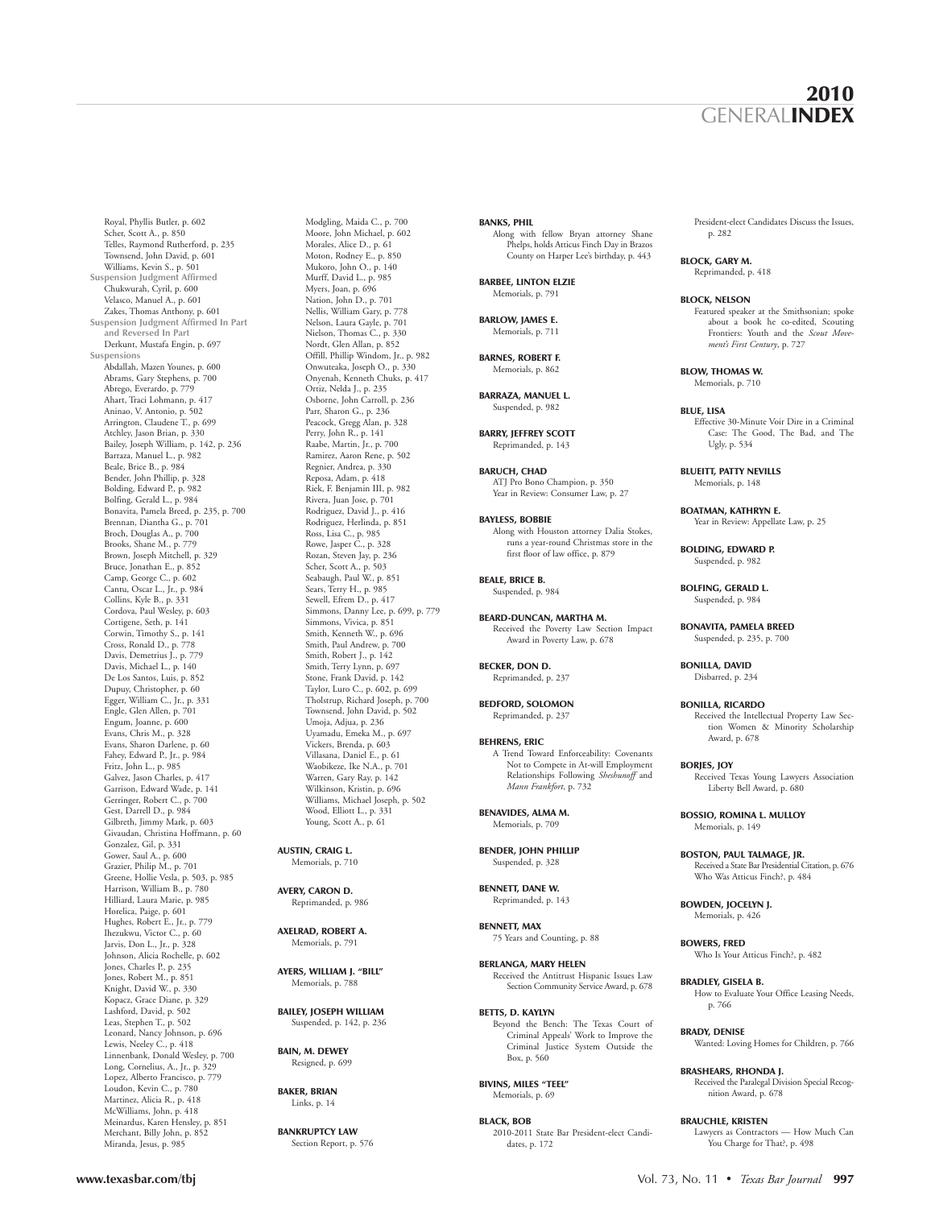# 2010 GENERAL INDEX

Royal, Phyllis Butler, p. 602
Scher, Scott A., p. 850
Telles, Raymond Rutherford, p. 235
Townsend, John David, p. 601
Williams, Kevin S., p. 501

**Suspension Judgment Affirmed**

Chukwurah, Cyril, p. 600
Velasco, Manuel A., p. 601
Zakes, Thomas Anthony, p. 601

**Suspension Judgment Affirmed In Part and Reversed In Part**

Derkunt, Mustafa Engin, p. 697

**Suspensions**

Abdallah, Mazen Younes, p. 600
Abrams, Gary Stephens, p. 700
Abrego, Everardo, p. 779
Ahart, Traci Lohmann, p. 417
Aninao, V. Antonio, p. 502
Arrington, Claudene T., p. 699
Atchley, Jason Brian, p. 330
Bailey, Joseph William, p. 142, p. 236
Barraza, Manuel L., p. 982
Beale, Brice B., p. 984
Bender, John Phillip, p. 328
Bolding, Edward P., p. 982
Bolfing, Gerald L., p. 984
Bonavita, Pamela Breed, p. 235, p. 700
Brennan, Diantha G., p. 701
Broch, Douglas A., p. 700
Brooks, Shane M., p. 779
Brown, Joseph Mitchell, p. 329
Bruce, Jonathan E., p. 852
Camp, George C., p. 602
Cantu, Oscar L., Jr., p. 984
Collins, Kyle B., p. 331
Cordova, Paul Wesley, p. 603
Cortigene, Seth, p. 141
Corwin, Timothy S., p. 141
Cross, Ronald D., p. 778
Davis, Demetrius J., p. 779
Davis, Michael L., p. 140
De Los Santos, Luis, p. 852
Dupuy, Christopher, p. 60
Egger, William C., Jr., p. 331
Engle, Glen Allen, p. 701
Engum, Joanne, p. 600
Evans, Chris M., p. 328
Evans, Sharon Darlene, p. 60
Fahey, Edward P., Jr., p. 984
Fritz, John L., p. 985
Galvez, Jason Charles, p. 417
Garrison, Edward Wade, p. 141
Geringer, Robert C., p. 700
Gest, Darrell D., p. 984
Gilbreth, Jimmy Mark, p. 603
Givaudan, Christina Hoffmann, p. 60
Gonzalez, Gil, p. 331
Gower, Saul A., p. 600
Grazier, Philip M., p. 701
Greene, Hollie Vesla, p. 503, p. 985
Harrison, William B., p. 780
Hilliard, Laura Marie, p. 985
Horelica, Paige, p. 601
Hughes, Robert E., Jr., p. 779
Ihezukwu, Victor C., p. 60
Jarvis, Don L., Jr., p. 328
Johnson, Alicia Rochelle, p. 602
Jones, Charles P., p. 235
Jones, Robert M., p. 851
Knight, David W., p. 330
Kopacz, Grace Diane, p. 329
Lashford, David, p. 502
Leas, Stephen T., p. 502
Leonard, Nancy Johnson, p. 696
Lewis, Neeley C., p. 418
Linnenbank, Donald Wesley, p. 700
Long, Cornelius, A., Jr., p. 329
Lopez, Alberto Francisco, p. 779
Loudon, Kevin C., p. 780
Martinez, Alicia R., p. 418
McWilliams, John, p. 418
Meinardus, Karen Hensley, p. 851
Merchant, Billy John, p. 852
Miranda, Jesus, p. 985
Modgling, Maida C., p. 700
Moore, John Michael, p. 602
Morales, Alice D., p. 61
Moton, Rodney E., p. 850
Mukoro, John O., p. 140
Murff, David L., p. 985
Myers, Joan, p. 696
Nation, John D., p. 701
Nellis, William Gary, p. 778
Nelson, Laura Gayle, p. 701
Nielson, Thomas C., p. 330
Nordt, Glen Allan, p. 852
Offill, Phillip Windom, Jr., p. 982
Onwuteaka, Joseph O., p. 330
Onyenah, Kenneth Chuks, p. 417
Ortiz, Nelda J., p. 235
Osborne, John Carroll, p. 236
Parr, Sharon G., p. 236
Peacock, Gregg Alan, p. 328
Perry, John R., p. 141
Raabe, Martin, Jr., p. 700
Ramirez, Aaron Rene, p. 502
Regnier, Andrea, p. 330
Reposa, Adam, p. 418
Riek, F. Benjamin III, p. 982
Rivera, Juan Jose, p. 701
Rodriguez, David J., p. 416
Rodriguez, Herlinda, p. 851
Ross, Lisa C., p. 985
Rowe, Jasper C., p. 328
Rozan, Steven Jay, p. 236
Scher, Scott A., p. 503
Seabaugh, Paul W., p. 851
Sears, Terry H., p. 985
Sewell, Efrem D., p. 417
Simmons, Danny Lee, p. 699, p. 779
Simmons, Vivica, p. 851
Smith, Kenneth W., p. 696
Smith, Paul Andrew, p. 700
Smith, Robert J., p. 142
Smith, Terry Lynn, p. 697
Stone, Frank David, p. 142
Taylor, Luro C., p. 602, p. 699
Tholstrup, Richard Joseph, p. 700
Townsend, John David, p. 502
Umoja, Adjua, p. 236
Uyamadu, Emeka M., p. 697
Vickers, Brenda, p. 603
Villasana, Daniel E., p. 61
Waobikeze, Ike N.A., p. 701
Warren, Gary Ray, p. 142
Wilkinson, Kristin, p. 696
Williams, Michael Joseph, p. 502
Wood, Elliott L., p. 331
Young, Scott A., p. 61

**AUSTIN, CRAIG L.**
Memorials, p. 710

**AVERY, CARON D.**
Reprimanded, p. 986

**AXELRAD, ROBERT A.**
Memorials, p. 791

**AYERS, WILLIAM J. "BILL"**
Memorials, p. 788

**BAILEY, JOSEPH WILLIAM**
Suspended, p. 142, p. 236

**BAIN, M. DEWEY**
Resigned, p. 699

**BAKER, BRIAN**
Links, p. 14

**BANKRUPTCY LAW**
Section Report, p. 576

**BANKS, PHIL**
Along with fellow Bryan attorney Shane Phelps, holds Atticus Finch Day in Brazos County on Harper Lee's birthday, p. 443

**BARBEE, LINTON ELZIE**
Memorials, p. 791

**BARLOW, JAMES E.**
Memorials, p. 711

**BARNES, ROBERT F.**
Memorials, p. 862

**BARRAZA, MANUEL L.**
Suspended, p. 982

**BARRY, JEFFREY SCOTT**
Reprimanded, p. 143

**BARUCH, CHAD**
ATJ Pro Bono Champion, p. 350
Year in Review: Consumer Law, p. 27

**BAYLESS, BOBBIE**
Along with Houston attorney Dalia Stokes, runs a year-round Christmas store in the first floor of law office, p. 879

**BEALE, BRICE B.**
Suspended, p. 984

**BEARD-DUNCAN, MARTHA M.**
Received the Poverty Law Section Impact Award in Poverty Law, p. 678

**BECKER, DON D.**
Reprimanded, p. 237

**BEDFORD, SOLOMON**
Reprimanded, p. 237

**BEHRENS, ERIC**
A Trend Toward Enforceability: Covenants Not to Compete in At-will Employment Relationships Following *Sheshunoff* and *Mann Frankfort*, p. 732

**BENAVIDES, ALMA M.**
Memorials, p. 709

**BENDER, JOHN PHILLIP**
Suspended, p. 328

**BENNETT, DANE W.**
Reprimanded, p. 143

**BENNETT, MAX**
75 Years and Counting, p. 88

**BERLANGA, MARY HELEN**
Received the Antitrust Hispanic Issues Law Section Community Service Award, p. 678

**BETTS, D. KAYLYN**
Beyond the Bench: The Texas Court of Criminal Appeals' Work to Improve the Criminal Justice System Outside the Box, p. 560

**BIVINS, MILES "TEEL"**
Memorials, p. 69

**BLACK, BOB**
2010-2011 State Bar President-elect Candidates, p. 172
President-elect Candidates Discuss the Issues, p. 282

**BLOCK, GARY M.**
Reprimanded, p. 418

**BLOCK, NELSON**
Featured speaker at the Smithsonian; spoke about a book he co-edited, Scouting Frontiers: Youth and the *Scout Movement's First Century*, p. 727

**BLOW, THOMAS W.**
Memorials, p. 710

**BLUE, LISA**
Effective 30-Minute Voir Dire in a Criminal Case: The Good, The Bad, and The Ugly, p. 534

**BLUEITT, PATTY NEVILLS**
Memorials, p. 148

**BOATMAN, KATHRYN E.**
Year in Review: Appellate Law, p. 25

**BOLDING, EDWARD P.**
Suspended, p. 982

**BOLFING, GERALD L.**
Suspended, p. 984

**BONAVITA, PAMELA BREED**
Suspended, p. 235, p. 700

**BONILLA, DAVID**
Disbarred, p. 234

**BONILLA, RICARDO**
Received the Intellectual Property Law Section Women & Minority Scholarship Award, p. 678

**BORJES, JOY**
Received Texas Young Lawyers Association Liberty Bell Award, p. 680

**BOSSIO, ROMINA L. MULLOY**
Memorials, p. 149

**BOSTON, PAUL TALMAGE, JR.**
Received a State Bar Presidential Citation, p. 676
Who Was Atticus Finch?, p. 484

**BOWDEN, JOCELYN J.**
Memorials, p. 426

**BOWERS, FRED**
Who Is Your Atticus Finch?, p. 482

**BRADLEY, GISELA B.**
How to Evaluate Your Office Leasing Needs, p. 766

**BRADY, DENISE**
Wanted: Loving Homes for Children, p. 766

**BRASHEARS, RHONDA J.**
Received the Paralegal Division Special Recognition Award, p. 678

**BRAUCHLE, KRISTEN**
Lawyers as Contractors — How Much Can You Charge for That?, p. 498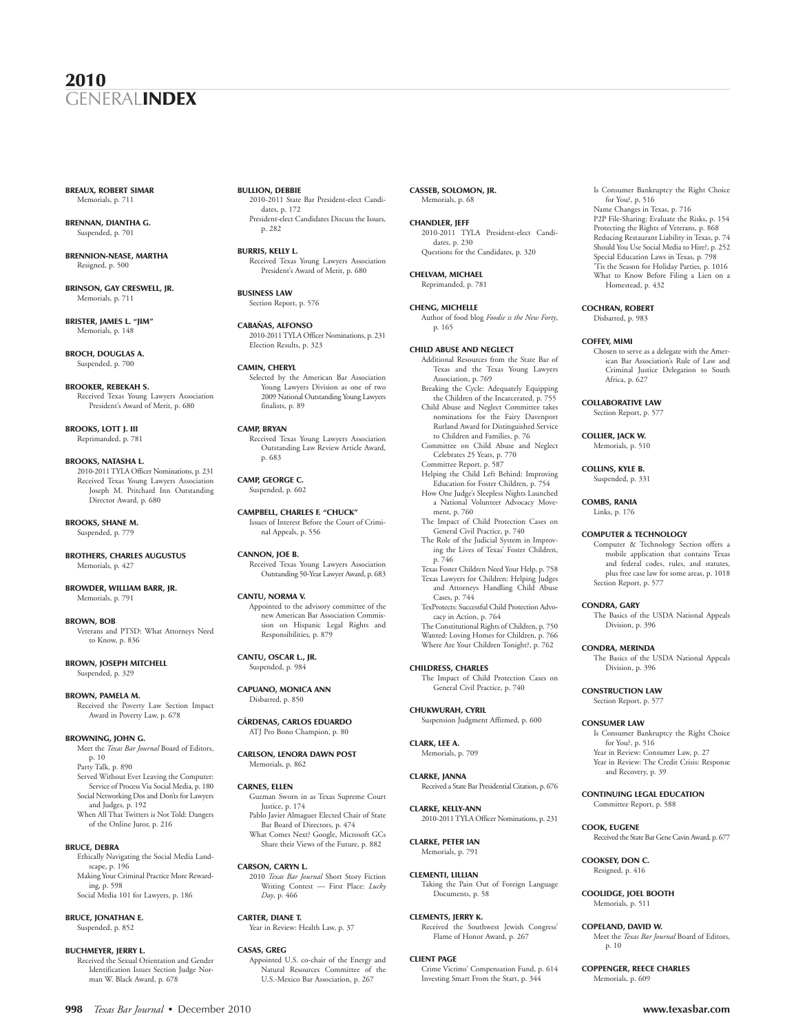# 2010 GENERAL**INDEX**

**BREAUX, ROBERT SIMAR**
Memorials, p. 711

**BRENNAN, DIANTHA G.**
Suspended, p. 701

**BRENNION-NEASE, MARTHA**
Resigned, p. 500

**BRINSON, GAY CRESWELL, JR.**
Memorials, p. 711

**BRISTER, JAMES L. "JIM"**
Memorials, p. 148

**BROCH, DOUGLAS A.**
Suspended, p. 700

**BROOKER, REBEKAH S.**
Received Texas Young Lawyers Association President's Award of Merit, p. 680

**BROOKS, LOTT J. III**
Reprimanded, p. 781

**BROOKS, NATASHA L.**
2010-2011 TYLA Officer Nominations, p. 231
Received Texas Young Lawyers Association Joseph M. Pritchard Inn Outstanding Director Award, p. 680

**BROOKS, SHANE M.**
Suspended, p. 779

**BROTHERS, CHARLES AUGUSTUS**
Memorials, p. 427

**BROWDER, WILLIAM BARR, JR.**
Memorials, p. 791

**BROWN, BOB**
Veterans and PTSD: What Attorneys Need to Know, p. 836

**BROWN, JOSEPH MITCHELL**
Suspended, p. 329

**BROWN, PAMELA M.**
Received the Poverty Law Section Impact Award in Poverty Law, p. 678

**BROWNING, JOHN G.**
Meet the *Texas Bar Journal* Board of Editors, p. 10
Party Talk, p. 890
Served Without Ever Leaving the Computer: Service of Process Via Social Media, p. 180
Social Networking Dos and Don'ts for Lawyers and Judges, p. 192
When All That Twitters is Not Told: Dangers of the Online Juror, p. 216

**BRUCE, DEBRA**
Ethically Navigating the Social Media Landscape, p. 196
Making Your Criminal Practice More Rewarding, p. 598
Social Media 101 for Lawyers, p. 186

**BRUCE, JONATHAN E.**
Suspended, p. 852

**BUCHMEYER, JERRY L.**
Received the Sexual Orientation and Gender Identification Issues Section Judge Norman W. Black Award, p. 678

**BULLION, DEBBIE**
2010-2011 State Bar President-elect Candidates, p. 172
President-elect Candidates Discuss the Issues, p. 282

**BURRIS, KELLY L.**
Received Texas Young Lawyers Association President's Award of Merit, p. 680

**BUSINESS LAW**
Section Report, p. 576

**CABAÑAS, ALFONSO**
2010-2011 TYLA Officer Nominations, p. 231
Election Results, p. 323

**CAMIN, CHERYL**
Selected by the American Bar Association Young Lawyers Division as one of two 2009 National Outstanding Young Lawyers finalists, p. 89

**CAMP, BRYAN**
Received Texas Young Lawyers Association Outstanding Law Review Article Award, p. 683

**CAMP, GEORGE C.**
Suspended, p. 602

**CAMPBELL, CHARLES F. "CHUCK"**
Issues of Interest Before the Court of Criminal Appeals, p. 556

**CANNON, JOE B.**
Received Texas Young Lawyers Association Outstanding 50-Year Lawyer Award, p. 683

**CANTU, NORMA V.**
Appointed to the advisory committee of the new American Bar Association Commission on Hispanic Legal Rights and Responsibilities, p. 879

**CANTU, OSCAR L., JR.**
Suspended, p. 984

**CAPUANO, MONICA ANN**
Disbarred, p. 850

**CÁRDENAS, CARLOS EDUARDO**
ATJ Pro Bono Champion, p. 80

**CARLSON, LENORA DAWN POST**
Memorials, p. 862

**CARNES, ELLEN**
Guzman Sworn in as Texas Supreme Court Justice, p. 174
Pablo Javier Almaguer Elected Chair of State Bar Board of Directors, p. 474
What Comes Next? Google, Microsoft GCs Share their Views of the Future, p. 882

**CARSON, CARYN L.**
2010 *Texas Bar Journal* Short Story Fiction Writing Contest — First Place: *Lucky Day*, p. 466

**CARTER, DIANE T.**
Year in Review: Health Law, p. 37

**CASAS, GREG**
Appointed U.S. co-chair of the Energy and Natural Resources Committee of the U.S.-Mexico Bar Association, p. 267

**CASSEB, SOLOMON, JR.**
Memorials, p. 68

**CHANDLER, JEFF**
2010-2011 TYLA President-elect Candidates, p. 230
Questions for the Candidates, p. 320

**CHELVAM, MICHAEL**
Reprimanded, p. 781

**CHENG, MICHELLE**
Author of food blog *Foodie is the New Forty*, p. 165

**CHILD ABUSE AND NEGLECT**
Additional Resources from the State Bar of Texas and the Texas Young Lawyers Association, p. 769
Breaking the Cycle: Adequately Equipping the Children of the Incarcerated, p. 755
Child Abuse and Neglect Committee takes nominations for the Fairy Davenport Rutland Award for Distinguished Service to Children and Families, p. 76
Committee on Child Abuse and Neglect Celebrates 25 Years, p. 770
Committee Report, p. 587
Helping the Child Left Behind: Improving Education for Foster Children, p. 754
How One Judge's Sleepless Nights Launched a National Volunteer Advocacy Movement, p. 760
The Impact of Child Protection Cases on General Civil Practice, p. 740
The Role of the Judicial System in Improving the Lives of Texas' Foster Children, p. 746
Texas Foster Children Need Your Help, p. 758
Texas Lawyers for Children: Helping Judges and Attorneys Handling Child Abuse Cases, p. 744
TexProtects: Successful Child Protection Advocacy in Action, p. 764
The Constitutional Rights of Children, p. 750
Wanted: Loving Homes for Children, p. 766
Where Are Your Children Tonight?, p. 762

**CHILDRESS, CHARLES**
The Impact of Child Protection Cases on General Civil Practice, p. 740

**CHUKWURAH, CYRIL**
Suspension Judgment Affirmed, p. 600

**CLARK, LEE A.**
Memorials, p. 709

**CLARKE, JANNA**
Received a State Bar Presidential Citation, p. 676

**CLARKE, KELLY-ANN**
2010-2011 TYLA Officer Nominations, p. 231

**CLARKE, PETER IAN**
Memorials, p. 791

**CLEMENTI, LILLIAN**
Taking the Pain Out of Foreign Language Documents, p. 58

**CLEMENTS, JERRY K.**
Received the Southwest Jewish Congress' Flame of Honor Award, p. 267

**CLIENT PAGE**
Crime Victims' Compensation Fund, p. 614
Investing Smart From the Start, p. 344
Is Consumer Bankruptcy the Right Choice for You?, p. 516
Name Changes in Texas, p. 716
P2P File-Sharing: Evaluate the Risks, p. 154
Protecting the Rights of Veterans, p. 868
Reducing Restaurant Liability in Texas, p. 74
Should You Use Social Media to Hire?, p. 252
Special Education Laws in Texas, p. 798
'Tis the Season for Holiday Parties, p. 1016
What to Know Before Filing a Lien on a Homestead, p. 432

**COCHRAN, ROBERT**
Disbarred, p. 983

**COFFEY, MIMI**
Chosen to serve as a delegate with the American Bar Association's Rule of Law and Criminal Justice Delegation to South Africa, p. 627

**COLLABORATIVE LAW**
Section Report, p. 577

**COLLIER, JACK W.**
Memorials, p. 510

**COLLINS, KYLE B.**
Suspended, p. 331

**COMBS, RANIA**
Links, p. 176

**COMPUTER & TECHNOLOGY**
Computer & Technology Section offers a mobile application that contains Texas and federal codes, rules, and statutes, plus free case law for some areas, p. 1018
Section Report, p. 577

**CONDRA, GARY**
The Basics of the USDA National Appeals Division, p. 396

**CONDRA, MERINDA**
The Basics of the USDA National Appeals Division, p. 396

**CONSTRUCTION LAW**
Section Report, p. 577

**CONSUMER LAW**
Is Consumer Bankruptcy the Right Choice for You?, p. 516
Year in Review: Consumer Law, p. 27
Year in Review: The Credit Crisis: Response and Recovery, p. 39

**CONTINUING LEGAL EDUCATION**
Committee Report, p. 588

**COOK, EUGENE**
Received the State Bar Gene Cavin Award, p. 677

**COOKSEY, DON C.**
Resigned, p. 416

**COOLIDGE, JOEL BOOTH**
Memorials, p. 511

**COPELAND, DAVID W.**
Meet the *Texas Bar Journal* Board of Editors, p. 10

**COPPENGER, REECE CHARLES**
Memorials, p. 609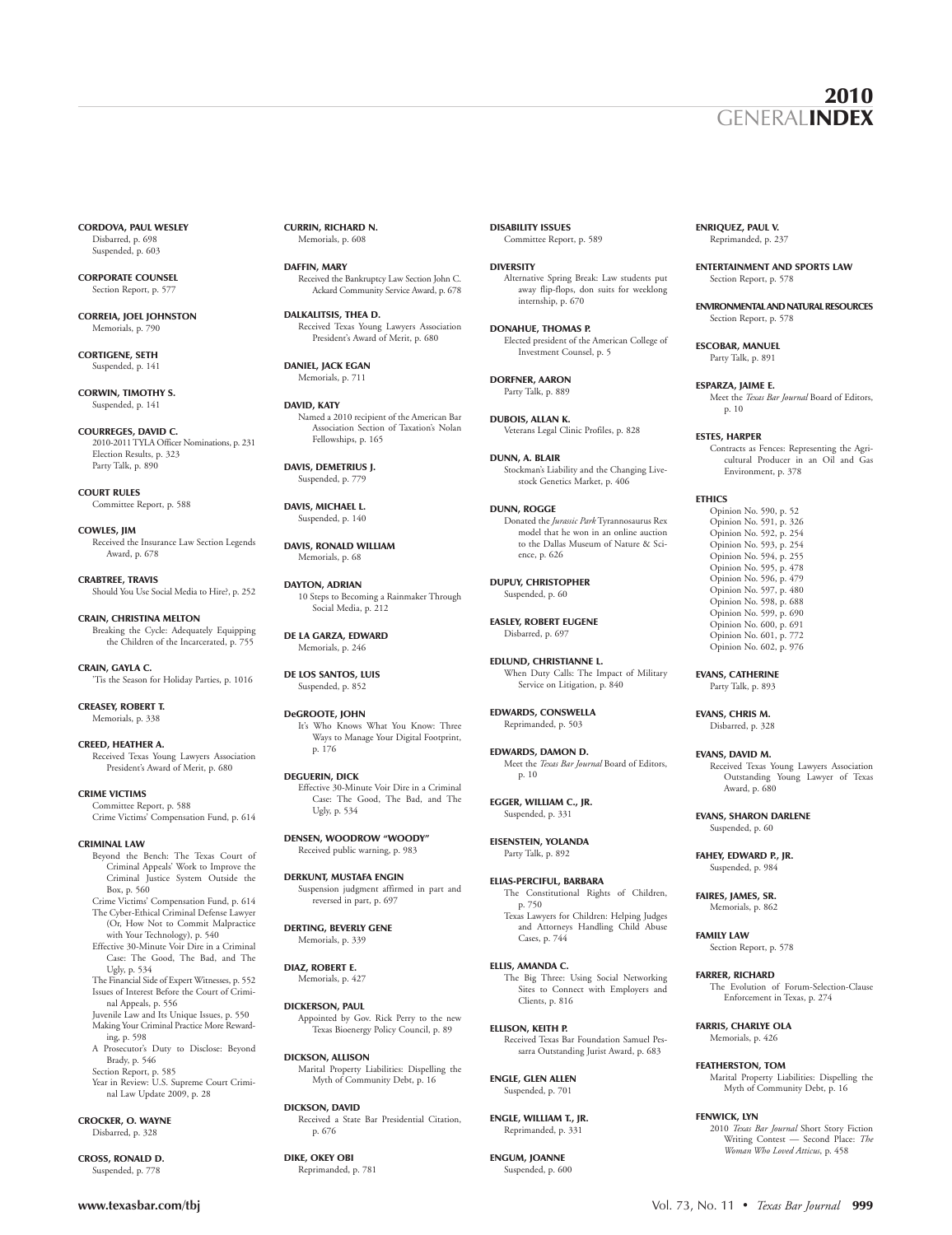# 2010 GENERAL INDEX

**CORDOVA, PAUL WESLEY**
Disbarred, p. 698
Suspended, p. 603

**CORPORATE COUNSEL**
Section Report, p. 577

**CORREIA, JOEL JOHNSTON**
Memorials, p. 790

**CORTIGENE, SETH**
Suspended, p. 141

**CORWIN, TIMOTHY S.**
Suspended, p. 141

**COURREGES, DAVID C.**
2010-2011 TYLA Officer Nominations, p. 231
Election Results, p. 323
Party Talk, p. 890

**COURT RULES**
Committee Report, p. 588

**COWLES, JIM**
Received the Insurance Law Section Legends Award, p. 678

**CRABTREE, TRAVIS**
Should You Use Social Media to Hire?, p. 252

**CRAIN, CHRISTINA MELTON**
Breaking the Cycle: Adequately Equipping the Children of the Incarcerated, p. 755

**CRAIN, GAYLA C.**
'Tis the Season for Holiday Parties, p. 1016

**CREASEY, ROBERT T.**
Memorials, p. 338

**CREED, HEATHER A.**
Received Texas Young Lawyers Association President's Award of Merit, p. 680

**CRIME VICTIMS**
Committee Report, p. 588
Crime Victims' Compensation Fund, p. 614

**CRIMINAL LAW**
Beyond the Bench: The Texas Court of Criminal Appeals' Work to Improve the Criminal Justice System Outside the Box, p. 560
Crime Victims' Compensation Fund, p. 614
The Cyber-Ethical Criminal Defense Lawyer (Or, How Not to Commit Malpractice with Your Technology), p. 540
Effective 30-Minute Voir Dire in a Criminal Case: The Good, The Bad, and The Ugly, p. 534
The Financial Side of Expert Witnesses, p. 552
Issues of Interest Before the Court of Criminal Appeals, p. 556
Juvenile Law and Its Unique Issues, p. 550
Making Your Criminal Practice More Rewarding, p. 598
A Prosecutor's Duty to Disclose: Beyond Brady, p. 546
Section Report, p. 585
Year in Review: U.S. Supreme Court Criminal Law Update 2009, p. 28

**CROCKER, O. WAYNE**
Disbarred, p. 328

**CROSS, RONALD D.**
Suspended, p. 778

**CURRIN, RICHARD N.**
Memorials, p. 608

**DAFFIN, MARY**
Received the Bankruptcy Law Section John C. Ackard Community Service Award, p. 678

**DALKALITSIS, THEA D.**
Received Texas Young Lawyers Association President's Award of Merit, p. 680

**DANIEL, JACK EGAN**
Memorials, p. 711

**DAVID, KATY**
Named a 2010 recipient of the American Bar Association Section of Taxation's Nolan Fellowships, p. 165

**DAVIS, DEMETRIUS J.**
Suspended, p. 779

**DAVIS, MICHAEL L.**
Suspended, p. 140

**DAVIS, RONALD WILLIAM**
Memorials, p. 68

**DAYTON, ADRIAN**
10 Steps to Becoming a Rainmaker Through Social Media, p. 212

**DE LA GARZA, EDWARD**
Memorials, p. 246

**DE LOS SANTOS, LUIS**
Suspended, p. 852

**DeGROOTE, JOHN**
It's Who Knows What You Know: Three Ways to Manage Your Digital Footprint, p. 176

**DEGUERIN, DICK**
Effective 30-Minute Voir Dire in a Criminal Case: The Good, The Bad, and The Ugly, p. 534

**DENSEN, WOODROW "WOODY"**
Received public warning, p. 983

**DERKUNT, MUSTAFA ENGIN**
Suspension judgment affirmed in part and reversed in part, p. 697

**DERTING, BEVERLY GENE**
Memorials, p. 339

**DIAZ, ROBERT E.**
Memorials, p. 427

**DICKERSON, PAUL**
Appointed by Gov. Rick Perry to the new Texas Bioenergy Policy Council, p. 89

**DICKSON, ALLISON**
Marital Property Liabilities: Dispelling the Myth of Community Debt, p. 16

**DICKSON, DAVID**
Received a State Bar Presidential Citation, p. 676

**DIKE, OKEY OBI**
Reprimanded, p. 781

**DISABILITY ISSUES**
Committee Report, p. 589

**DIVERSITY**
Alternative Spring Break: Law students put away flip-flops, don suits for weeklong internship, p. 670

**DONAHUE, THOMAS P.**
Elected president of the American College of Investment Counsel, p. 5

**DORFNER, AARON**
Party Talk, p. 889

**DUBOIS, ALLAN K.**
Veterans Legal Clinic Profiles, p. 828

**DUNN, A. BLAIR**
Stockman's Liability and the Changing Livestock Genetics Market, p. 406

**DUNN, ROGGE**
Donated the *Jurassic Park* Tyrannosaurus Rex model that he won in an online auction to the Dallas Museum of Nature & Science, p. 626

**DUPUY, CHRISTOPHER**
Suspended, p. 60

**EASLEY, ROBERT EUGENE**
Disbarred, p. 697

**EDLUND, CHRISTIANNE L.**
When Duty Calls: The Impact of Military Service on Litigation, p. 840

**EDWARDS, CONSWELLA**
Reprimanded, p. 503

**EDWARDS, DAMON D.**
Meet the *Texas Bar Journal* Board of Editors, p. 10

**EGGER, WILLIAM C., JR.**
Suspended, p. 331

**EISENSTEIN, YOLANDA**
Party Talk, p. 892

**ELIAS-PERCIFUL, BARBARA**
The Constitutional Rights of Children, p. 750
Texas Lawyers for Children: Helping Judges and Attorneys Handling Child Abuse Cases, p. 744

**ELLIS, AMANDA C.**
The Big Three: Using Social Networking Sites to Connect with Employers and Clients, p. 816

**ELLISON, KEITH P.**
Received Texas Bar Foundation Samuel Pessarra Outstanding Jurist Award, p. 683

**ENGLE, GLEN ALLEN**
Suspended, p. 701

**ENGLE, WILLIAM T., JR.**
Reprimanded, p. 331

**ENGUM, JOANNE**
Suspended, p. 600

**ENRIQUEZ, PAUL V.**
Reprimanded, p. 237

**ENTERTAINMENT AND SPORTS LAW**
Section Report, p. 578

**ENVIRONMENTAL AND NATURAL RESOURCES**
Section Report, p. 578

**ESCOBAR, MANUEL**
Party Talk, p. 891

**ESPARZA, JAIME E.**
Meet the *Texas Bar Journal* Board of Editors, p. 10

**ESTES, HARPER**
Contracts as Fences: Representing the Agricultural Producer in an Oil and Gas Environment, p. 378

**ETHICS**
Opinion No. 590, p. 52
Opinion No. 591, p. 326
Opinion No. 592, p. 254
Opinion No. 593, p. 254
Opinion No. 594, p. 255
Opinion No. 595, p. 478
Opinion No. 596, p. 479
Opinion No. 597, p. 480
Opinion No. 598, p. 688
Opinion No. 599, p. 690
Opinion No. 600, p. 691
Opinion No. 601, p. 772
Opinion No. 602, p. 976

**EVANS, CATHERINE**
Party Talk, p. 893

**EVANS, CHRIS M.**
Disbarred, p. 328

**EVANS, DAVID M.**
Received Texas Young Lawyers Association Outstanding Young Lawyer of Texas Award, p. 680

**EVANS, SHARON DARLENE**
Suspended, p. 60

**FAHEY, EDWARD P., JR.**
Suspended, p. 984

**FAIRES, JAMES, SR.**
Memorials, p. 862

**FAMILY LAW**
Section Report, p. 578

**FARRER, RICHARD**
The Evolution of Forum-Selection-Clause Enforcement in Texas, p. 274

**FARRIS, CHARLYE OLA**
Memorials, p. 426

**FEATHERSTON, TOM**
Marital Property Liabilities: Dispelling the Myth of Community Debt, p. 16

**FENWICK, LYN**
2010 *Texas Bar Journal* Short Story Fiction Writing Contest — Second Place: *The Woman Who Loved Atticus*, p. 458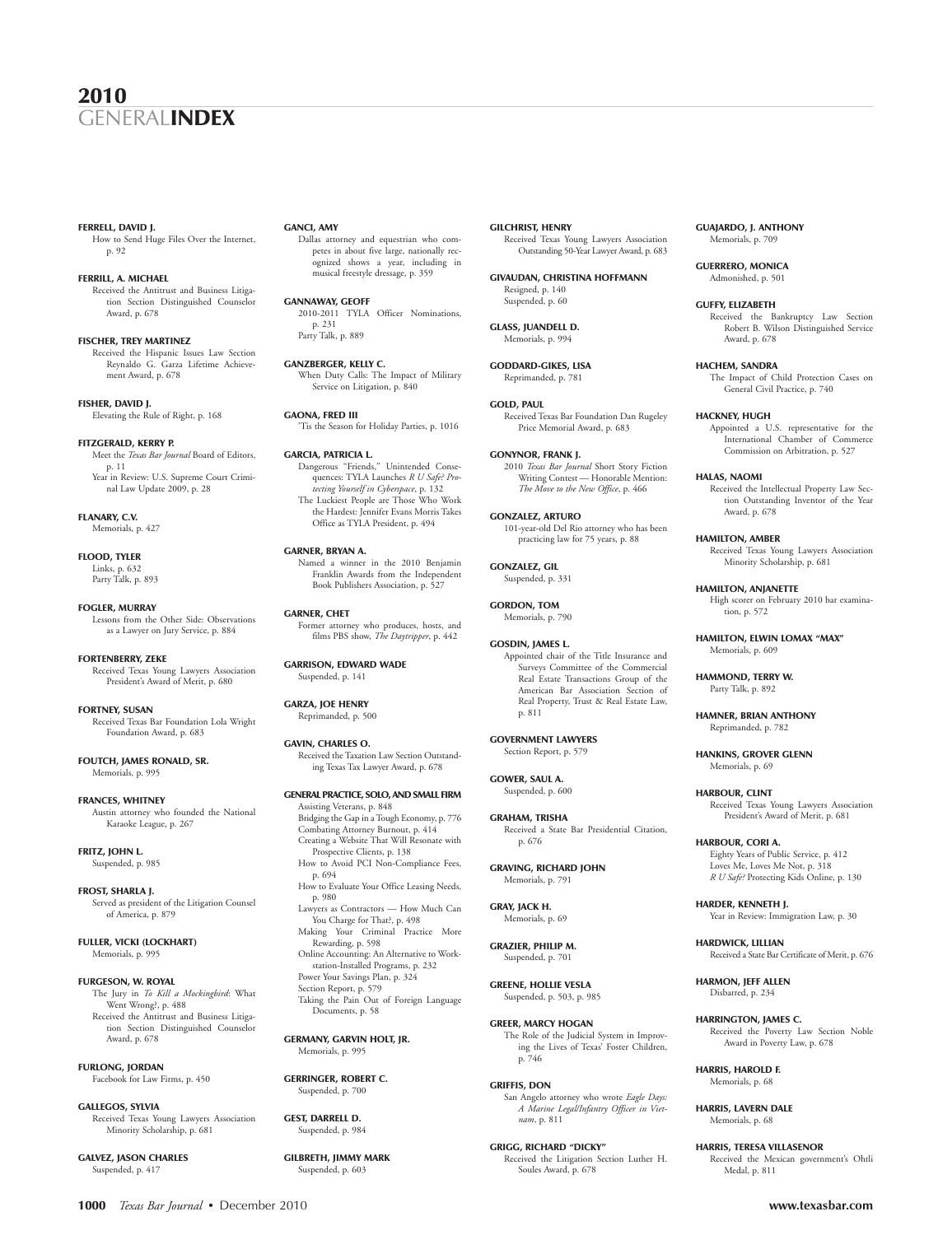# 2010 GENERAL INDEX

**FERRELL, DAVID J.**
How to Send Huge Files Over the Internet, p. 92

**FERRILL, A. MICHAEL**
Received the Antitrust and Business Litigation Section Distinguished Counselor Award, p. 678

**FISCHER, TREY MARTINEZ**
Received the Hispanic Issues Law Section Reynaldo G. Garza Lifetime Achievement Award, p. 678

**FISHER, DAVID J.**
Elevating the Rule of Right, p. 168

**FITZGERALD, KERRY P.**
Meet the *Texas Bar Journal* Board of Editors, p. 11
Year in Review: U.S. Supreme Court Criminal Law Update 2009, p. 28

**FLANARY, C.V.**
Memorials, p. 427

**FLOOD, TYLER**
Links, p. 632
Party Talk, p. 893

**FOGLER, MURRAY**
Lessons from the Other Side: Observations as a Lawyer on Jury Service, p. 884

**FORTENBERRY, ZEKE**
Received Texas Young Lawyers Association President's Award of Merit, p. 680

**FORTNEY, SUSAN**
Received Texas Bar Foundation Lola Wright Foundation Award, p. 683

**FOUTCH, JAMES RONALD, SR.**
Memorials, p. 995

**FRANCES, WHITNEY**
Austin attorney who founded the National Karaoke League, p. 267

**FRITZ, JOHN L.**
Suspended, p. 985

**FROST, SHARLA J.**
Served as president of the Litigation Counsel of America, p. 879

**FULLER, VICKI (LOCKHART)**
Memorials, p. 995

**FURGESON, W. ROYAL**
The Jury in *To Kill a Mockingbird*: What Went Wrong?, p. 488
Received the Antitrust and Business Litigation Section Distinguished Counselor Award, p. 678

**FURLONG, JORDAN**
Facebook for Law Firms, p. 450

**GALLEGOS, SYLVIA**
Received Texas Young Lawyers Association Minority Scholarship, p. 681

**GALVEZ, JASON CHARLES**
Suspended, p. 417

**GANCI, AMY**
Dallas attorney and equestrian who competes in about five large, nationally recognized shows a year, including in musical freestyle dressage, p. 359

**GANNAWAY, GEOFF**
2010-2011 TYLA Officer Nominations, p. 231
Party Talk, p. 889

**GANZBERGER, KELLY C.**
When Duty Calls: The Impact of Military Service on Litigation, p. 840

**GAONA, FRED III**
'Tis the Season for Holiday Parties, p. 1016

**GARCIA, PATRICIA L.**
Dangerous "Friends," Unintended Consequences: TYLA Launches *R U Safe? Protecting Yourself in Cyberspace*, p. 132
The Luckiest People are Those Who Work the Hardest: Jennifer Evans Morris Takes Office as TYLA President, p. 494

**GARNER, BRYAN A.**
Named a winner in the 2010 Benjamin Franklin Awards from the Independent Book Publishers Association, p. 527

**GARNER, CHET**
Former attorney who produces, hosts, and films PBS show, *The Daytripper*, p. 442

**GARRISON, EDWARD WADE**
Suspended, p. 141

**GARZA, JOE HENRY**
Reprimanded, p. 500

**GAVIN, CHARLES O.**
Received the Taxation Law Section Outstanding Texas Tax Lawyer Award, p. 678

**GENERAL PRACTICE, SOLO, AND SMALL FIRM**
Assisting Veterans, p. 848
Bridging the Gap in a Tough Economy, p. 776
Combating Attorney Burnout, p. 414
Creating a Website That Will Resonate with Prospective Clients, p. 138
How to Avoid PCI Non-Compliance Fees, p. 694
How to Evaluate Your Office Leasing Needs, p. 980
Lawyers as Contractors — How Much Can You Charge for That?, p. 498
Making Your Criminal Practice More Rewarding, p. 598
Online Accounting: An Alternative to Workstation-Installed Programs, p. 232
Power Your Savings Plan, p. 324
Section Report, p. 579
Taking the Pain Out of Foreign Language Documents, p. 58

**GERMANY, GARVIN HOLT, JR.**
Memorials, p. 995

**GERRINGER, ROBERT C.**
Suspended, p. 700

**GEST, DARRELL D.**
Suspended, p. 984

**GILBRETH, JIMMY MARK**
Suspended, p. 603

**GILCHRIST, HENRY**
Received Texas Young Lawyers Association Outstanding 50-Year Lawyer Award, p. 683

**GIVAUDAN, CHRISTINA HOFFMANN**
Resigned, p. 140
Suspended, p. 60

**GLASS, JUANDELL D.**
Memorials, p. 994

**GODDARD-GIKES, LISA**
Reprimanded, p. 781

**GOLD, PAUL**
Received Texas Bar Foundation Dan Rugeley Price Memorial Award, p. 683

**GONYNOR, FRANK J.**
2010 *Texas Bar Journal* Short Story Fiction Writing Contest — Honorable Mention: *The Move to the New Office*, p. 466

**GONZALEZ, ARTURO**
101-year-old Del Rio attorney who has been practicing law for 75 years, p. 88

**GONZALEZ, GIL**
Suspended, p. 331

**GORDON, TOM**
Memorials, p. 790

**GOSDIN, JAMES L.**
Appointed chair of the Title Insurance and Surveys Committee of the Commercial Real Estate Transactions Group of the American Bar Association Section of Real Property, Trust & Real Estate Law, p. 811

**GOVERNMENT LAWYERS**
Section Report, p. 579

**GOWER, SAUL A.**
Suspended, p. 600

**GRAHAM, TRISHA**
Received a State Bar Presidential Citation, p. 676

**GRAVING, RICHARD JOHN**
Memorials, p. 791

**GRAY, JACK H.**
Memorials, p. 69

**GRAZIER, PHILIP M.**
Suspended, p. 701

**GREENE, HOLLIE VESLA**
Suspended, p. 503, p. 985

**GREER, MARCY HOGAN**
The Role of the Judicial System in Improving the Lives of Texas' Foster Children, p. 746

**GRIFFIS, DON**
San Angelo attorney who wrote *Eagle Days: A Marine Legal/Infantry Officer in Vietnam*, p. 811

**GRIGG, RICHARD "DICKY"**
Received the Litigation Section Luther H. Soules Award, p. 678

**GUAJARDO, J. ANTHONY**
Memorials, p. 709

**GUERRERO, MONICA**
Admonished, p. 501

**GUFFY, ELIZABETH**
Received the Bankruptcy Law Section Robert B. Wilson Distinguished Service Award, p. 678

**HACHEM, SANDRA**
The Impact of Child Protection Cases on General Civil Practice, p. 740

**HACKNEY, HUGH**
Appointed a U.S. representative for the International Chamber of Commerce Commission on Arbitration, p. 527

**HALAS, NAOMI**
Received the Intellectual Property Law Section Outstanding Inventor of the Year Award, p. 678

**HAMILTON, AMBER**
Received Texas Young Lawyers Association Minority Scholarship, p. 681

**HAMILTON, ANJANETTE**
High scorer on February 2010 bar examination, p. 572

**HAMILTON, ELWIN LOMAX "MAX"**
Memorials, p. 609

**HAMMOND, TERRY W.**
Party Talk, p. 892

**HAMNER, BRIAN ANTHONY**
Reprimanded, p. 782

**HANKINS, GROVER GLENN**
Memorials, p. 69

**HARBOUR, CLINT**
Received Texas Young Lawyers Association President's Award of Merit, p. 681

**HARBOUR, CORI A.**
Eighty Years of Public Service, p. 412
Loves Me, Loves Me Not, p. 318
*R U Safe?* Protecting Kids Online, p. 130

**HARDER, KENNETH J.**
Year in Review: Immigration Law, p. 30

**HARDWICK, LILLIAN**
Received a State Bar Certificate of Merit, p. 676

**HARMON, JEFF ALLEN**
Disbarred, p. 234

**HARRINGTON, JAMES C.**
Received the Poverty Law Section Noble Award in Poverty Law, p. 678

**HARRIS, HAROLD F.**
Memorials, p. 68

**HARRIS, LAVERN DALE**
Memorials, p. 68

**HARRIS, TERESA VILLASENOR**
Received the Mexican government's Ohtli Medal, p. 811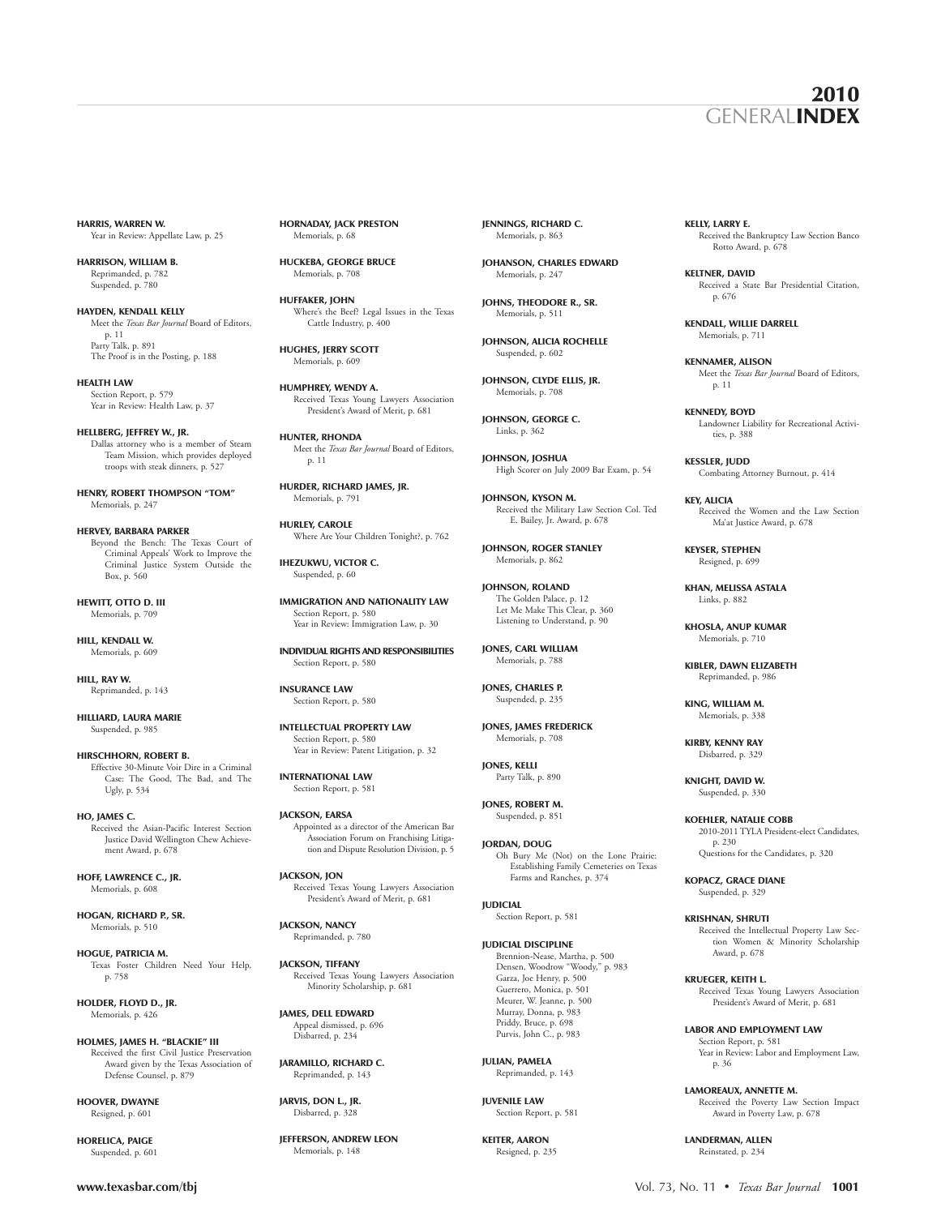# 2010 GENERAL INDEX

**HARRIS, WARREN W.**
Year in Review: Appellate Law, p. 25

**HARRISON, WILLIAM B.**
Reprimanded, p. 782
Suspended, p. 780

**HAYDEN, KENDALL KELLY**
Meet the *Texas Bar Journal* Board of Editors, p. 11
Party Talk, p. 891
The Proof is in the Posting, p. 188

**HEALTH LAW**
Section Report, p. 579
Year in Review: Health Law, p. 37

**HELLBERG, JEFFREY W., JR.**
Dallas attorney who is a member of Steam Team Mission, which provides deployed troops with steak dinners, p. 527

**HENRY, ROBERT THOMPSON "TOM"**
Memorials, p. 247

**HERVEY, BARBARA PARKER**
Beyond the Bench: The Texas Court of Criminal Appeals' Work to Improve the Criminal Justice System Outside the Box, p. 560

**HEWITT, OTTO D. III**
Memorials, p. 709

**HILL, KENDALL W.**
Memorials, p. 609

**HILL, RAY W.**
Reprimanded, p. 143

**HILLIARD, LAURA MARIE**
Suspended, p. 985

**HIRSCHHORN, ROBERT B.**
Effective 30-Minute Voir Dire in a Criminal Case: The Good, The Bad, and The Ugly, p. 534

**HO, JAMES C.**
Received the Asian-Pacific Interest Section Justice David Wellington Chew Achievement Award, p. 678

**HOFF, LAWRENCE C., JR.**
Memorials, p. 608

**HOGAN, RICHARD P., SR.**
Memorials, p. 510

**HOGUE, PATRICIA M.**
Texas Foster Children Need Your Help, p. 758

**HOLDER, FLOYD D., JR.**
Memorials, p. 426

**HOLMES, JAMES H. "BLACKIE" III**
Received the first Civil Justice Preservation Award given by the Texas Association of Defense Counsel, p. 879

**HOOVER, DWAYNE**
Resigned, p. 601

**HORELICA, PAIGE**
Suspended, p. 601

**HORNADAY, JACK PRESTON**
Memorials, p. 68

**HUCKEBA, GEORGE BRUCE**
Memorials, p. 708

**HUFFAKER, JOHN**
Where's the Beef? Legal Issues in the Texas Cattle Industry, p. 400

**HUGHES, JERRY SCOTT**
Memorials, p. 609

**HUMPHREY, WENDY A.**
Received Texas Young Lawyers Association President's Award of Merit, p. 681

**HUNTER, RHONDA**
Meet the *Texas Bar Journal* Board of Editors, p. 11

**HURDER, RICHARD JAMES, JR.**
Memorials, p. 791

**HURLEY, CAROLE**
Where Are Your Children Tonight?, p. 762

**IHEZUKWU, VICTOR C.**
Suspended, p. 60

**IMMIGRATION AND NATIONALITY LAW**
Section Report, p. 580
Year in Review: Immigration Law, p. 30

**INDIVIDUAL RIGHTS AND RESPONSIBILITIES**
Section Report, p. 580

**INSURANCE LAW**
Section Report, p. 580

**INTELLECTUAL PROPERTY LAW**
Section Report, p. 580
Year in Review: Patent Litigation, p. 32

**INTERNATIONAL LAW**
Section Report, p. 581

**JACKSON, EARSA**
Appointed as a director of the American Bar Association Forum on Franchising Litigation and Dispute Resolution Division, p. 5

**JACKSON, JON**
Received Texas Young Lawyers Association President's Award of Merit, p. 681

**JACKSON, NANCY**
Reprimanded, p. 780

**JACKSON, TIFFANY**
Received Texas Young Lawyers Association Minority Scholarship, p. 681

**JAMES, DELL EDWARD**
Appeal dismissed, p. 696
Disbarred, p. 234

**JARAMILLO, RICHARD C.**
Reprimanded, p. 143

**JARVIS, DON L., JR.**
Disbarred, p. 328

**JEFFERSON, ANDREW LEON**
Memorials, p. 148

**JENNINGS, RICHARD C.**
Memorials, p. 863

**JOHANSON, CHARLES EDWARD**
Memorials, p. 247

**JOHNS, THEODORE R., SR.**
Memorials, p. 511

**JOHNSON, ALICIA ROCHELLE**
Suspended, p. 602

**JOHNSON, CLYDE ELLIS, JR.**
Memorials, p. 708

**JOHNSON, GEORGE C.**
Links, p. 362

**JOHNSON, JOSHUA**
High Scorer on July 2009 Bar Exam, p. 54

**JOHNSON, KYSON M.**
Received the Military Law Section Col. Ted E. Bailey, Jr. Award, p. 678

**JOHNSON, ROGER STANLEY**
Memorials, p. 862

**JOHNSON, ROLAND**
The Golden Palace, p. 12
Let Me Make This Clear, p. 360
Listening to Understand, p. 90

**JONES, CARL WILLIAM**
Memorials, p. 788

**JONES, CHARLES P.**
Suspended, p. 235

**JONES, JAMES FREDERICK**
Memorials, p. 708

**JONES, KELLI**
Party Talk, p. 890

**JONES, ROBERT M.**
Suspended, p. 851

**JORDAN, DOUG**
Oh Bury Me (Not) on the Lone Prairie: Establishing Family Cemeteries on Texas Farms and Ranches, p. 374

**JUDICIAL**
Section Report, p. 581

**JUDICIAL DISCIPLINE**
Brennion-Nease, Martha, p. 500
Densen, Woodrow "Woody," p. 983
Garza, Joe Henry, p. 500
Guerrero, Monica, p. 501
Meurer, W. Jeanne, p. 500
Murray, Donna, p. 983
Priddy, Bruce, p. 698
Purvis, John C., p. 983

**JULIAN, PAMELA**
Reprimanded, p. 143

**JUVENILE LAW**
Section Report, p. 581

**KEITER, AARON**
Resigned, p. 235

**KELLY, LARRY E.**
Received the Bankruptcy Law Section Banco Rotto Award, p. 678

**KELTNER, DAVID**
Received a State Bar Presidential Citation, p. 676

**KENDALL, WILLIE DARRELL**
Memorials, p. 711

**KENNAMER, ALISON**
Meet the *Texas Bar Journal* Board of Editors, p. 11

**KENNEDY, BOYD**
Landowner Liability for Recreational Activities, p. 388

**KESSLER, JUDD**
Combating Attorney Burnout, p. 414

**KEY, ALICIA**
Received the Women and the Law Section Ma'at Justice Award, p. 678

**KEYSER, STEPHEN**
Resigned, p. 699

**KHAN, MELISSA ASTALA**
Links, p. 882

**KHOSLA, ANUP KUMAR**
Memorials, p. 710

**KIBLER, DAWN ELIZABETH**
Reprimanded, p. 986

**KING, WILLIAM M.**
Memorials, p. 338

**KIRBY, KENNY RAY**
Disbarred, p. 329

**KNIGHT, DAVID W.**
Suspended, p. 330

**KOEHLER, NATALIE COBB**
2010-2011 TYLA President-elect Candidates, p. 230
Questions for the Candidates, p. 320

**KOPACZ, GRACE DIANE**
Suspended, p. 329

**KRISHNAN, SHRUTI**
Received the Intellectual Property Law Section Women & Minority Scholarship Award, p. 678

**KRUEGER, KEITH L.**
Received Texas Young Lawyers Association President's Award of Merit, p. 681

**LABOR AND EMPLOYMENT LAW**
Section Report, p. 581
Year in Review: Labor and Employment Law, p. 36

**LAMOREAUX, ANNETTE M.**
Received the Poverty Law Section Impact Award in Poverty Law, p. 678

**LANDERMAN, ALLEN**
Reinstated, p. 234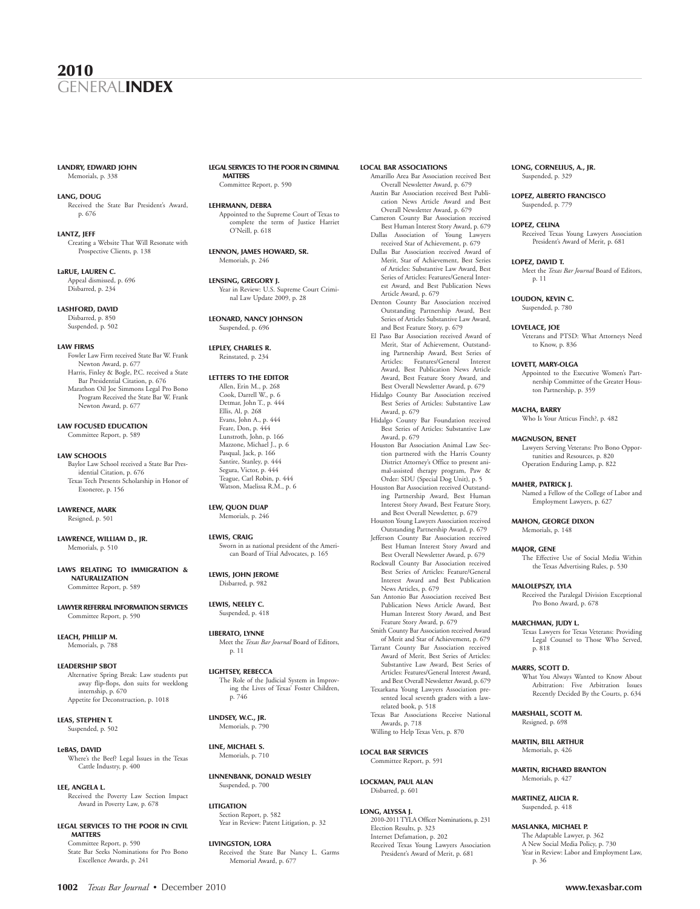# 2010 GENERAL**INDEX**

**LANDRY, EDWARD JOHN**
Memorials, p. 338

**LANG, DOUG**
Received the State Bar President's Award, p. 676

**LANTZ, JEFF**
Creating a Website That Will Resonate with Prospective Clients, p. 138

**LaRUE, LAUREN C.**
Appeal dismissed, p. 696
Disbarred, p. 234

**LASHFORD, DAVID**
Disbarred, p. 850
Suspended, p. 502

**LAW FIRMS**
Fowler Law Firm received State Bar W. Frank Newton Award, p. 677
Harris, Finley & Bogle, P.C. received a State Bar Presidential Citation, p. 676
Marathon Oil Joe Simmons Legal Pro Bono Program Received the State Bar W. Frank Newton Award, p. 677

**LAW FOCUSED EDUCATION**
Committee Report, p. 589

**LAW SCHOOLS**
Baylor Law School received a State Bar Presidential Citation, p. 676
Texas Tech Presents Scholarship in Honor of Exoneree, p. 156

**LAWRENCE, MARK**
Resigned, p. 501

**LAWRENCE, WILLIAM D., JR.**
Memorials, p. 510

**LAWS RELATING TO IMMIGRATION & NATURALIZATION**
Committee Report, p. 589

**LAWYER REFERRAL INFORMATION SERVICES**
Committee Report, p. 590

**LEACH, PHILLIP M.**
Memorials, p. 788

**LEADERSHIP SBOT**
Alternative Spring Break: Law students put away flip-flops, don suits for weeklong internship, p. 670
Appetite for Deconstruction, p. 1018

**LEAS, STEPHEN T.**
Suspended, p. 502

**LeBAS, DAVID**
Where's the Beef? Legal Issues in the Texas Cattle Industry, p. 400

**LEE, ANGELA L.**
Received the Poverty Law Section Impact Award in Poverty Law, p. 678

**LEGAL SERVICES TO THE POOR IN CIVIL MATTERS**
Committee Report, p. 590
State Bar Seeks Nominations for Pro Bono Excellence Awards, p. 241

**LEGAL SERVICES TO THE POOR IN CRIMINAL MATTERS**
Committee Report, p. 590

**LEHRMANN, DEBRA**
Appointed to the Supreme Court of Texas to complete the term of Justice Harriet O'Neill, p. 618

**LENNON, JAMES HOWARD, SR.**
Memorials, p. 246

**LENSING, GREGORY J.**
Year in Review: U.S. Supreme Court Criminal Law Update 2009, p. 28

**LEONARD, NANCY JOHNSON**
Suspended, p. 696

**LEPLEY, CHARLES R.**
Reinstated, p. 234

**LETTERS TO THE EDITOR**
Allen, Erin M., p. 268
Cook, Darrell W., p. 6
Detmar, John T., p. 444
Ellis, Al, p. 268
Evans, John A., p. 444
Feare, Don, p. 444
Lunstroth, John, p. 166
Mazzone, Michael J., p. 6
Pasqual, Jack, p. 166
Santire, Stanley, p. 444
Segura, Victor, p. 444
Teague, Carl Robin, p. 444
Watson, Maelissa R.M., p. 6

**LEW, QUON DUAP**
Memorials, p. 246

**LEWIS, CRAIG**
Sworn in as national president of the American Board of Trial Advocates, p. 165

**LEWIS, JOHN JEROME**
Disbarred, p. 982

**LEWIS, NEELEY C.**
Suspended, p. 418

**LIBERATO, LYNNE**
Meet the *Texas Bar Journal* Board of Editors, p. 11

**LIGHTSEY, REBECCA**
The Role of the Judicial System in Improving the Lives of Texas' Foster Children, p. 746

**LINDSEY, W.C., JR.**
Memorials, p. 790

**LINE, MICHAEL S.**
Memorials, p. 710

**LINNENBANK, DONALD WESLEY**
Suspended, p. 700

**LITIGATION**
Section Report, p. 582
Year in Review: Patent Litigation, p. 32

**LIVINGSTON, LORA**
Received the State Bar Nancy L. Garms Memorial Award, p. 677

**LOCAL BAR ASSOCIATIONS**
Amarillo Area Bar Association received Best Overall Newsletter Award, p. 679
Austin Bar Association received Best Publication News Article Award and Best Overall Newsletter Award, p. 679
Cameron County Bar Association received Best Human Interest Story Award, p. 679
Dallas Association of Young Lawyers received Star of Achievement, p. 679
Dallas Bar Association received Award of Merit, Star of Achievement, Best Series of Articles: Substantive Law Award, Best Series of Articles: Features/General Interest Award, and Best Publication News Article Award, p. 679
Denton County Bar Association received Outstanding Partnership Award, Best Series of Articles Substantive Law Award, and Best Feature Story, p. 679
El Paso Bar Association received Award of Merit, Star of Achievement, Outstanding Partnership Award, Best Series of Articles: Features/General Interest Award, Best Publication News Article Award, Best Feature Story Award, and Best Overall Newsletter Award, p. 679
Hidalgo County Bar Association received Best Series of Articles: Substantive Law Award, p. 679
Hidalgo County Bar Foundation received Best Series of Articles: Substantive Law Award, p. 679
Houston Bar Association Animal Law Section partnered with the Harris County District Attorney's Office to present animal-assisted therapy program, Paw & Order: SDU (Special Dog Unit), p. 5
Houston Bar Association received Outstanding Partnership Award, Best Human Interest Story Award, Best Feature Story, and Best Overall Newsletter, p. 679
Houston Young Lawyers Association received Outstanding Partnership Award, p. 679
Jefferson County Bar Association received Best Human Interest Story Award and Best Overall Newsletter Award, p. 679
Rockwall County Bar Association received Best Series of Articles: Feature/General Interest Award and Best Publication News Articles, p. 679
San Antonio Bar Association received Best Publication News Article Award, Best Human Interest Story Award, and Best Feature Story Award, p. 679
Smith County Bar Association received Award of Merit and Star of Achievement, p. 679
Tarrant County Bar Association received Award of Merit, Best Series of Articles: Substantive Law Award, Best Series of Articles: Features/General Interest Award, and Best Overall Newsletter Award, p. 679
Texarkana Young Lawyers Association presented local seventh graders with a law-related book, p. 518
Texas Bar Associations Receive National Awards, p. 718
Willing to Help Texas Vets, p. 870

**LOCAL BAR SERVICES**
Committee Report, p. 591

**LOCKMAN, PAUL ALAN**
Disbarred, p. 601

**LONG, ALYSSA J.**
2010-2011 TYLA Officer Nominations, p. 231
Election Results, p. 323
Internet Defamation, p. 202
Received Texas Young Lawyers Association President's Award of Merit, p. 681

**LONG, CORNELIUS, A., JR.**
Suspended, p. 329

**LOPEZ, ALBERTO FRANCISCO**
Suspended, p. 779

**LOPEZ, CELINA**
Received Texas Young Lawyers Association President's Award of Merit, p. 681

**LOPEZ, DAVID T.**
Meet the *Texas Bar Journal* Board of Editors, p. 11

**LOUDON, KEVIN C.**
Suspended, p. 780

**LOVELACE, JOE**
Veterans and PTSD: What Attorneys Need to Know, p. 836

**LOVETT, MARY-OLGA**
Appointed to the Executive Women's Partnership Committee of the Greater Houston Partnership, p. 359

**MACHA, BARRY**
Who Is Your Atticus Finch?, p. 482

**MAGNUSON, BENET**
Lawyers Serving Veterans: Pro Bono Opportunities and Resources, p. 820
Operation Enduring Lamp, p. 822

**MAHER, PATRICK J.**
Named a Fellow of the College of Labor and Employment Lawyers, p. 627

**MAHON, GEORGE DIXON**
Memorials, p. 148

**MAJOR, GENE**
The Effective Use of Social Media Within the Texas Advertising Rules, p. 530

**MALOLEPSZY, LYLA**
Received the Paralegal Division Exceptional Pro Bono Award, p. 678

**MARCHMAN, JUDY L.**
Texas Lawyers for Texas Veterans: Providing Legal Counsel to Those Who Served, p. 818

**MARRS, SCOTT D.**
What You Always Wanted to Know About Arbitration: Five Arbitration Issues Recently Decided By the Courts, p. 634

**MARSHALL, SCOTT M.**
Resigned, p. 698

**MARTIN, BILL ARTHUR**
Memorials, p. 426

**MARTIN, RICHARD BRANTON**
Memorials, p. 427

**MARTINEZ, ALICIA R.**
Suspended, p. 418

**MASLANKA, MICHAEL P.**
The Adaptable Lawyer, p. 362
A New Social Media Policy, p. 730
Year in Review: Labor and Employment Law, p. 36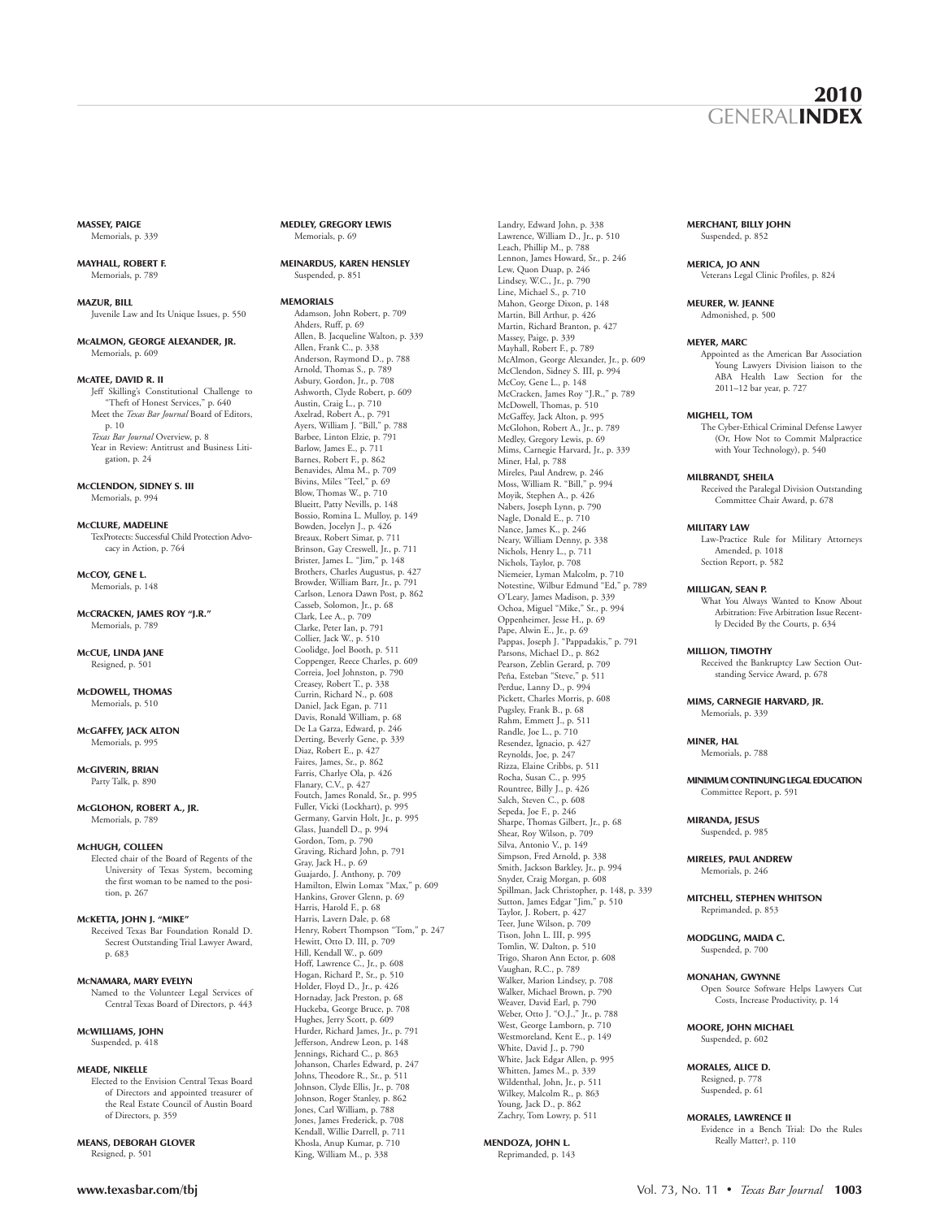# 2010 GENERAL INDEX

**MASSEY, PAIGE**
Memorials, p. 339

**MAYHALL, ROBERT F.**
Memorials, p. 789

**MAZUR, BILL**
Juvenile Law and Its Unique Issues, p. 550

**MCALMON, GEORGE ALEXANDER, JR.**
Memorials, p. 609

**MCATEE, DAVID R. II**
Jeff Skilling's Constitutional Challenge to "Theft of Honest Services," p. 640
Meet the *Texas Bar Journal* Board of Editors, p. 10
*Texas Bar Journal* Overview, p. 8
Year in Review: Antitrust and Business Litigation, p. 24

**MCCLENDON, SIDNEY S. III**
Memorials, p. 994

**MCCLURE, MADELINE**
TexProtects: Successful Child Protection Advocacy in Action, p. 764

**MCCOY, GENE L.**
Memorials, p. 148

**MCCRACKEN, JAMES ROY "J.R."**
Memorials, p. 789

**MCCUE, LINDA JANE**
Resigned, p. 501

**MCDOWELL, THOMAS**
Memorials, p. 510

**MCGAFFEY, JACK ALTON**
Memorials, p. 995

**MCGIVERIN, BRIAN**
Party Talk, p. 890

**MCGLOHON, ROBERT A., JR.**
Memorials, p. 789

**MCHUGH, COLLEEN**
Elected chair of the Board of Regents of the University of Texas System, becoming the first woman to be named to the position, p. 267

**MCKETTA, JOHN J. "MIKE"**
Received Texas Bar Foundation Ronald D. Secrest Outstanding Trial Lawyer Award, p. 683

**MCNAMARA, MARY EVELYN**
Named to the Volunteer Legal Services of Central Texas Board of Directors, p. 443

**MCWILLIAMS, JOHN**
Suspended, p. 418

**MEADE, NIKELLE**
Elected to the Envision Central Texas Board of Directors and appointed treasurer of the Real Estate Council of Austin Board of Directors, p. 359

**MEANS, DEBORAH GLOVER**
Resigned, p. 501

**MEDLEY, GREGORY LEWIS**
Memorials, p. 69

**MEINARDUS, KAREN HENSLEY**
Suspended, p. 851

**MEMORIALS**
Adamson, John Robert, p. 709
Ahders, Ruff, p. 69
Allen, B. Jacqueline Walton, p. 339
Allen, Frank C., p. 338
Anderson, Raymond D., p. 788
Arnold, Thomas S., p. 789
Asbury, Gordon, Jr., p. 708
Ashworth, Clyde Robert, p. 609
Austin, Craig L., p. 710
Axelrad, Robert A., p. 791
Ayers, William J. "Bill," p. 788
Barbee, Linton Elzie, p. 791
Barlow, James E., p. 711
Barnes, Robert F., p. 862
Benavides, Alma M., p. 709
Bivins, Miles "Teel," p. 69
Blow, Thomas W., p. 710
Blueitt, Patty Nevills, p. 148
Bossio, Romina L. Mulloy, p. 149
Bowden, Jocelyn J., p. 426
Breaux, Robert Simar, p. 711
Brinson, Gay Creswell, Jr., p. 711
Brister, James L. "Jim," p. 148
Brothers, Charles Augustus, p. 427
Browder, William Barr, Jr., p. 791
Carlson, Lenora Dawn Post, p. 862
Casseb, Solomon, Jr., p. 68
Clark, Lee A., p. 709
Clarke, Peter Ian, p. 791
Collier, Jack W., p. 510
Coolidge, Joel Booth, p. 511
Coppenger, Reece Charles, p. 609
Correia, Joel Johnston, p. 790
Creasey, Robert T., p. 338
Currin, Richard N., p. 608
Daniel, Jack Egan, p. 711
Davis, Ronald William, p. 68
De La Garza, Edward, p. 246
Derting, Beverly Gene, p. 339
Diaz, Robert E., p. 427
Faires, James, Sr., p. 862
Farris, Charlye Ola, p. 426
Flanary, C.V., p. 427
Foutch, James Ronald, Sr., p. 995
Fuller, Vicki (Lockhart), p. 995
Germany, Garvin Holt, Jr., p. 995
Glass, Juandell D., p. 994
Gordon, Tom, p. 790
Graving, Richard John, p. 791
Gray, Jack H., p. 69
Guajardo, J. Anthony, p. 709
Hamilton, Elwin Lomax "Max," p. 609
Hankins, Grover Glenn, p. 69
Harris, Harold F., p. 68
Harris, Lavern Dale, p. 68
Henry, Robert Thompson "Tom," p. 247
Hewitt, Otto D. III, p. 709
Hill, Kendall W., p. 609
Hoff, Lawrence C., Jr., p. 608
Hogan, Richard P., Sr., p. 510
Holder, Floyd D., Jr., p. 426
Hornaday, Jack Preston, p. 68
Huckeba, George Bruce, p. 708
Hughes, Jerry Scott, p. 609
Hurder, Richard James, Jr., p. 791
Jefferson, Andrew Leon, p. 148
Jennings, Richard C., p. 863
Johanson, Charles Edward, p. 247
Johns, Theodore R., Sr., p. 511
Johnson, Clyde Ellis, Jr., p. 708
Johnson, Roger Stanley, p. 862
Jones, Carl William, p. 788
Jones, James Frederick, p. 708
Kendall, Willie Darrell, p. 711
Khosla, Anup Kumar, p. 710
King, William M., p. 338
Landry, Edward John, p. 338
Lawrence, William D., Jr., p. 510
Leach, Phillip M., p. 788
Lennon, James Howard, Sr., p. 246
Lew, Quon Duap, p. 246
Lindsey, W.C., Jr., p. 790
Line, Michael S., p. 710
Mahon, George Dixon, p. 148
Martin, Bill Arthur, p. 426
Martin, Richard Branton, p. 427
Massey, Paige, p. 339
Mayhall, Robert F., p. 789
McAlmon, George Alexander, Jr., p. 609
McClendon, Sidney S. III, p. 994
McCoy, Gene L., p. 148
McCracken, James Roy "J.R.," p. 789
McDowell, Thomas, p. 510
McGaffey, Jack Alton, p. 995
McGlohon, Robert A., Jr., p. 789
Medley, Gregory Lewis, p. 69
Mims, Carnegie Harvard, Jr., p. 339
Miner, Hal, p. 788
Mireles, Paul Andrew, p. 246
Moss, William R. "Bill," p. 994
Moyik, Stephen A., p. 426
Nabers, Joseph Lynn, p. 790
Nagle, Donald E., p. 710
Nance, James K., p. 246
Neary, William Denny, p. 338
Nichols, Henry L., p. 711
Nichols, Taylor, p. 708
Niemeier, Lyman Malcolm, p. 710
Notestine, Wilbur Edmund "Ed," p. 789
O'Leary, James Madison, p. 339
Ochoa, Miguel "Mike," Sr., p. 994
Oppenheimer, Jesse H., p. 69
Pape, Alwin E., Jr., p. 69
Pappas, Joseph J. "Pappadakis," p. 791
Parsons, Michael D., p. 862
Pearson, Zeblin Gerard, p. 709
Peña, Esteban "Steve," p. 511
Perdue, Lanny D., p. 994
Pickett, Charles Morris, p. 608
Pugsley, Frank B., p. 68
Rahm, Emmett J., p. 511
Randle, Joe L., p. 710
Resendez, Ignacio, p. 427
Reynolds, Joe, p. 247
Rizza, Elaine Cribbs, p. 511
Rocha, Susan C., p. 995
Rountree, Billy J., p. 426
Salch, Steven C., p. 608
Sepeda, Joe F., p. 246
Sharpe, Thomas Gilbert, Jr., p. 68
Shear, Roy Wilson, p. 709
Silva, Antonio V., p. 149
Simpson, Fred Arnold, p. 338
Smith, Jackson Barkley, Jr., p. 994
Snyder, Craig Morgan, p. 608
Spillman, Jack Christopher, p. 148, p. 339
Sutton, James Edgar "Jim," p. 510
Taylor, J. Robert, p. 427
Teer, June Wilson, p. 709
Tison, John L. III, p. 995
Tomlin, W. Dalton, p. 510
Trigo, Sharon Ann Ector, p. 608
Vaughan, R.C., p. 789
Walker, Marion Lindsey, p. 708
Walker, Michael Brown, p. 790
Weaver, David Earl, p. 790
Weber, Otto J. "O.J.," Jr., p. 788
West, George Lamborn, p. 710
Westmoreland, Kent E., p. 149
White, David J., p. 790
White, Jack Edgar Allen, p. 995
Whitten, James M., p. 339
Wildenthal, John, Jr., p. 511
Wilkey, Malcolm R., p. 863
Young, Jack D., p. 862
Zachry, Tom Lowry, p. 511

**MENDOZA, JOHN L.**
Reprimanded, p. 143

**MERCHANT, BILLY JOHN**
Suspended, p. 852

**MERICA, JO ANN**
Veterans Legal Clinic Profiles, p. 824

**MEURER, W. JEANNE**
Admonished, p. 500

**MEYER, MARC**
Appointed as the American Bar Association Young Lawyers Division liaison to the ABA Health Law Section for the 2011–12 bar year, p. 727

**MIGHELL, TOM**
The Cyber-Ethical Criminal Defense Lawyer (Or, How Not to Commit Malpractice with Your Technology), p. 540

**MILBRANDT, SHEILA**
Received the Paralegal Division Outstanding Committee Chair Award, p. 678

**MILITARY LAW**
Law-Practice Rule for Military Attorneys Amended, p. 1018
Section Report, p. 582

**MILLIGAN, SEAN P.**
What You Always Wanted to Know About Arbitration: Five Arbitration Issue Recently Decided By the Courts, p. 634

**MILLION, TIMOTHY**
Received the Bankruptcy Law Section Outstanding Service Award, p. 678

**MIMS, CARNEGIE HARVARD, JR.**
Memorials, p. 339

**MINER, HAL**
Memorials, p. 788

**MINIMUM CONTINUING LEGAL EDUCATION**
Committee Report, p. 591

**MIRANDA, JESUS**
Suspended, p. 985

**MIRELES, PAUL ANDREW**
Memorials, p. 246

**MITCHELL, STEPHEN WHITSON**
Reprimanded, p. 853

**MODGLING, MAIDA C.**
Suspended, p. 700

**MONAHAN, GWYNNE**
Open Source Software Helps Lawyers Cut Costs, Increase Productivity, p. 14

**MOORE, JOHN MICHAEL**
Suspended, p. 602

**MORALES, ALICE D.**
Resigned, p. 778
Suspended, p. 61

**MORALES, LAWRENCE II**
Evidence in a Bench Trial: Do the Rules Really Matter?, p. 110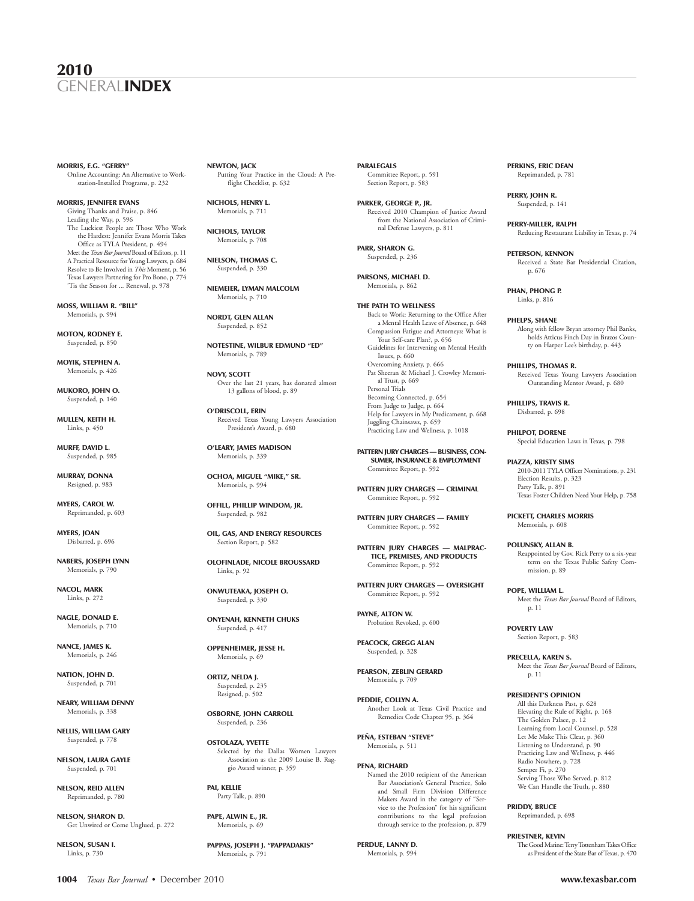# 2010 GENERAL**INDEX**

**MORRIS, E.G. "GERRY"**
Online Accounting: An Alternative to Work-station-Installed Programs, p. 232

**MORRIS, JENNIFER EVANS**
Giving Thanks and Praise, p. 846
Leading the Way, p. 596
The Luckiest People are Those Who Work the Hardest: Jennifer Evans Morris Takes Office as TYLA President, p. 494
Meet the *Texas Bar Journal* Board of Editors, p. 11
A Practical Resource for Young Lawyers, p. 684
Resolve to Be Involved in *This* Moment, p. 56
Texas Lawyers Partnering for Pro Bono, p. 774
'Tis the Season for ... Renewal, p. 978

**MOSS, WILLIAM R. "BILL"**
Memorials, p. 994

**MOTON, RODNEY E.**
Suspended, p. 850

**MOYIK, STEPHEN A.**
Memorials, p. 426

**MUKORO, JOHN O.**
Suspended, p. 140

**MULLEN, KEITH H.**
Links, p. 450

**MURFF, DAVID L.**
Suspended, p. 985

**MURRAY, DONNA**
Resigned, p. 983

**MYERS, CAROL W.**
Reprimanded, p. 603

**MYERS, JOAN**
Disbarred, p. 696

**NABERS, JOSEPH LYNN**
Memorials, p. 790

**NACOL, MARK**
Links, p. 272

**NAGLE, DONALD E.**
Memorials, p. 710

**NANCE, JAMES K.**
Memorials, p. 246

**NATION, JOHN D.**
Suspended, p. 701

**NEARY, WILLIAM DENNY**
Memorials, p. 338

**NELLIS, WILLIAM GARY**
Suspended, p. 778

**NELSON, LAURA GAYLE**
Suspended, p. 701

**NELSON, REID ALLEN**
Reprimanded, p. 780

**NELSON, SHARON D.**
Get Unwired or Come Unglued, p. 272

**NELSON, SUSAN I.**
Links, p. 730

**NEWTON, JACK**
Putting Your Practice in the Cloud: A Pre-flight Checklist, p. 632

**NICHOLS, HENRY L.**
Memorials, p. 711

**NICHOLS, TAYLOR**
Memorials, p. 708

**NIELSON, THOMAS C.**
Suspended, p. 330

**NIEMEIER, LYMAN MALCOLM**
Memorials, p. 710

**NORDT, GLEN ALLAN**
Suspended, p. 852

**NOTESTINE, WILBUR EDMUND "ED"**
Memorials, p. 789

**NOVY, SCOTT**
Over the last 21 years, has donated almost 13 gallons of blood, p. 89

**O'DRISCOLL, ERIN**
Received Texas Young Lawyers Association President's Award, p. 680

**O'LEARY, JAMES MADISON**
Memorials, p. 339

**OCHOA, MIGUEL "MIKE," SR.**
Memorials, p. 994

**OFFILL, PHILLIP WINDOM, JR.**
Suspended, p. 982

**OIL, GAS, AND ENERGY RESOURCES**
Section Report, p. 582

**OLOFINLADE, NICOLE BROUSSARD**
Links, p. 92

**ONWUTEAKA, JOSEPH O.**
Suspended, p. 330

**ONYENAH, KENNETH CHUKS**
Suspended, p. 417

**OPPENHEIMER, JESSE H.**
Memorials, p. 69

**ORTIZ, NELDA J.**
Suspended, p. 235
Resigned, p. 502

**OSBORNE, JOHN CARROLL**
Suspended, p. 236

**OSTOLAZA, YVETTE**
Selected by the Dallas Women Lawyers Association as the 2009 Louise B. Raggio Award winner, p. 359

**PAI, KELLIE**
Party Talk, p. 890

**PAPE, ALWIN E., JR.**
Memorials, p. 69

**PAPPAS, JOSEPH J. "PAPPADAKIS"**
Memorials, p. 791

**PARALEGALS**
Committee Report, p. 591
Section Report, p. 583

**PARKER, GEORGE P., JR.**
Received 2010 Champion of Justice Award from the National Association of Criminal Defense Lawyers, p. 811

**PARR, SHARON G.**
Suspended, p. 236

**PARSONS, MICHAEL D.**
Memorials, p. 862

**THE PATH TO WELLNESS**
Back to Work: Returning to the Office After a Mental Health Leave of Absence, p. 648
Compassion Fatigue and Attorneys: What is Your Self-care Plan?, p. 656
Guidelines for Intervening on Mental Health Issues, p. 660
Overcoming Anxiety, p. 666
Pat Sheeran & Michael J. Crowley Memorial Trust, p. 669
Personal Trials
Becoming Connected, p. 654
From Judge to Judge, p. 664
Help for Lawyers in My Predicament, p. 668
Juggling Chainsaws, p. 659
Practicing Law and Wellness, p. 1018

**PATTERN JURY CHARGES — BUSINESS, CONSUMER, INSURANCE & EMPLOYMENT**
Committee Report, p. 592

**PATTERN JURY CHARGES — CRIMINAL**
Committee Report, p. 592

**PATTERN JURY CHARGES — FAMILY**
Committee Report, p. 592

**PATTERN JURY CHARGES — MALPRACTICE, PREMISES, AND PRODUCTS**
Committee Report, p. 592

**PATTERN JURY CHARGES — OVERSIGHT**
Committee Report, p. 592

**PAYNE, ALTON W.**
Probation Revoked, p. 600

**PEACOCK, GREGG ALAN**
Suspended, p. 328

**PEARSON, ZEBLIN GERARD**
Memorials, p. 709

**PEDDIE, COLLYN A.**
Another Look at Texas Civil Practice and Remedies Code Chapter 95, p. 364

**PEÑA, ESTEBAN "STEVE"**
Memorials, p. 511

**PENA, RICHARD**
Named the 2010 recipient of the American Bar Association's General Practice, Solo and Small Firm Division Difference Makers Award in the category of "Service to the Profession" for his significant contributions to the legal profession through service to the profession, p. 879

**PERDUE, LANNY D.**
Memorials, p. 994

**PERKINS, ERIC DEAN**
Reprimanded, p. 781

**PERRY, JOHN R.**
Suspended, p. 141

**PERRY-MILLER, RALPH**
Reducing Restaurant Liability in Texas, p. 74

**PETERSON, KENNON**
Received a State Bar Presidential Citation, p. 676

**PHAN, PHONG P.**
Links, p. 816

**PHELPS, SHANE**
Along with fellow Bryan attorney Phil Banks, holds Atticus Finch Day in Brazos County on Harper Lee's birthday, p. 443

**PHILLIPS, THOMAS R.**
Received Texas Young Lawyers Association Outstanding Mentor Award, p. 680

**PHILLIPS, TRAVIS R.**
Disbarred, p. 698

**PHILPOT, DORENE**
Special Education Laws in Texas, p. 798

**PIAZZA, KRISTY SIMS**
2010-2011 TYLA Officer Nominations, p. 231
Election Results, p. 323
Party Talk, p. 891
Texas Foster Children Need Your Help, p. 758

**PICKETT, CHARLES MORRIS**
Memorials, p. 608

**POLUNSKY, ALLAN B.**
Reappointed by Gov. Rick Perry to a six-year term on the Texas Public Safety Commission, p. 89

**POPE, WILLIAM L.**
Meet the *Texas Bar Journal* Board of Editors, p. 11

**POVERTY LAW**
Section Report, p. 583

**PRECELLA, KAREN S.**
Meet the *Texas Bar Journal* Board of Editors, p. 11

**PRESIDENT'S OPINION**
All this Darkness Past, p. 628
Elevating the Rule of Right, p. 168
The Golden Palace, p. 12
Learning from Local Counsel, p. 528
Let Me Make This Clear, p. 360
Listening to Understand, p. 90
Practicing Law and Wellness, p. 446
Radio Nowhere, p. 728
Semper Fi, p. 270
Serving Those Who Served, p. 812
We Can Handle the Truth, p. 880

**PRIDDY, BRUCE**
Reprimanded, p. 698

**PRIESTNER, KEVIN**
The Good Marine: Terry Tottenham Takes Office as President of the State Bar of Texas, p. 470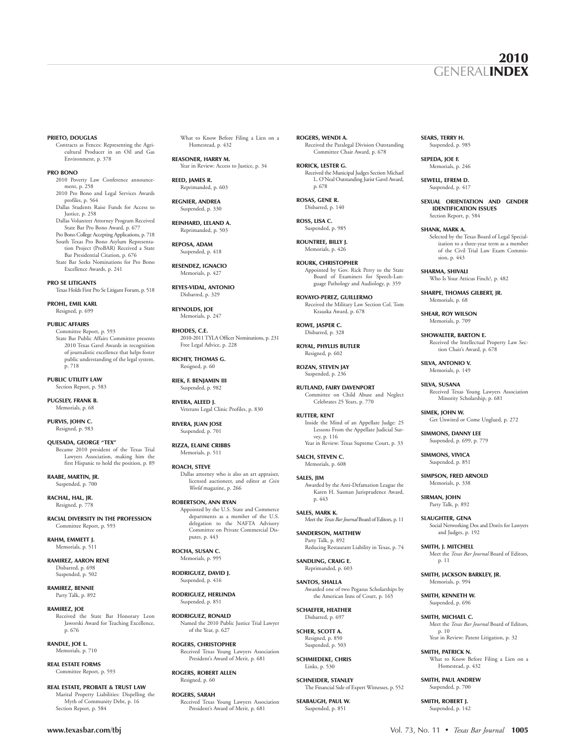# 2010 GENERAL INDEX

**PRIETO, DOUGLAS**
Contracts as Fences: Representing the Agricultural Producer in an Oil and Gas Environment, p. 378

**PRO BONO**
2010 Poverty Law Conference announcement, p. 258
2010 Pro Bono and Legal Services Awards profiles, p. 564
Dallas Students Raise Funds for Access to Justice, p. 258
Dallas Volunteer Attorney Program Received State Bar Pro Bono Award, p. 677
Pro Bono College Accepting Applications, p. 718
South Texas Pro Bono Asylum Representation Project (ProBAR) Received a State Bar Presidential Citation, p. 676
State Bar Seeks Nominations for Pro Bono Excellence Awards, p. 241

**PRO SE LITIGANTS**
Texas Holds First Pro Se Litigant Forum, p. 518

**PROHL, EMIL KARL**
Resigned, p. 699

**PUBLIC AFFAIRS**
Committee Report, p. 593
State Bar Public Affairs Committee presents 2010 Texas Gavel Awards in recognition of journalistic excellence that helps foster public understanding of the legal system, p. 718

**PUBLIC UTILITY LAW**
Section Report, p. 583

**PUGSLEY, FRANK B.**
Memorials, p. 68

**PURVIS, JOHN C.**
Resigned, p. 983

**QUESADA, GEORGE "TEX"**
Became 2010 president of the Texas Trial Lawyers Association, making him the first Hispanic to hold the position, p. 89

**RAABE, MARTIN, JR.**
Suspended, p. 700

**RACHAL, HAL, JR.**
Resigned, p. 778

**RACIAL DIVERSITY IN THE PROFESSION**
Committee Report, p. 593

**RAHM, EMMETT J.**
Memorials, p. 511

**RAMIREZ, AARON RENE**
Disbarred, p. 698
Suspended, p. 502

**RAMIREZ, BENNIE**
Party Talk, p. 892

**RAMIREZ, JOE**
Received the State Bar Honorary Leon Jaworski Award for Teaching Excellence, p. 676

**RANDLE, JOE L.**
Memorials, p. 710

**REAL ESTATE FORMS**
Committee Report, p. 593

**REAL ESTATE, PROBATE & TRUST LAW**
Marital Property Liabilities: Dispelling the Myth of Community Debt, p. 16
Section Report, p. 584
What to Know Before Filing a Lien on a Homestead, p. 432

**REASONER, HARRY M.**
Year in Review: Access to Justice, p. 34

**REED, JAMES R.**
Reprimanded, p. 603

**REGNIER, ANDREA**
Suspended, p. 330

**REINHARD, LELAND A.**
Reprimanded, p. 503

**REPOSA, ADAM**
Suspended, p. 418

**RESENDEZ, IGNACIO**
Memorials, p. 427

**REYES-VIDAL, ANTONIO**
Disbarred, p. 329

**REYNOLDS, JOE**
Memorials, p. 247

**RHODES, C.E.**
2010-2011 TYLA Officer Nominations, p. 231
Free Legal Advice, p. 228

**RICHEY, THOMAS G.**
Resigned, p. 60

**RIEK, F. BENJAMIN III**
Suspended, p. 982

**RIVERA, ALEED J.**
Veterans Legal Clinic Profiles, p. 830

**RIVERA, JUAN JOSE**
Suspended, p. 701

**RIZZA, ELAINE CRIBBS**
Memorials, p. 511

**ROACH, STEVE**
Dallas attorney who is also an art appraiser, licensed auctioneer, and editor at *Coin World* magazine, p. 266

**ROBERTSON, ANN RYAN**
Appointed by the U.S. State and Commerce departments as a member of the U.S. delegation to the NAFTA Advisory Committee on Private Commercial Disputes, p. 443

**ROCHA, SUSAN C.**
Memorials, p. 995

**RODRIGUEZ, DAVID J.**
Suspended, p. 416

**RODRIGUEZ, HERLINDA**
Suspended, p. 851

**RODRIGUEZ, RONALD**
Named the 2010 Public Justice Trial Lawyer of the Year, p. 627

**ROGERS, CHRISTOPHER**
Received Texas Young Lawyers Association President's Award of Merit, p. 681

**ROGERS, ROBERT ALLEN**
Resigned, p. 60

**ROGERS, SARAH**
Received Texas Young Lawyers Association President's Award of Merit, p. 681

**ROGERS, WENDI A.**
Received the Paralegal Division Outstanding Committee Chair Award, p. 678

**RORICK, LESTER G.**
Received the Municipal Judges Section Michael L. O'Neal Outstanding Jurist Gavel Award, p. 678

**ROSAS, GENE R.**
Disbarred, p. 140

**ROSS, LISA C.**
Suspended, p. 985

**ROUNTREE, BILLY J.**
Memorials, p. 426

**ROURK, CHRISTOPHER**
Appointed by Gov. Rick Perry to the State Board of Examiners for Speech-Language Pathology and Audiology, p. 359

**ROVAYO-PEREZ, GUILLERMO**
Received the Military Law Section Col. Tom Krauska Award, p. 678

**ROWE, JASPER C.**
Disbarred, p. 328

**ROYAL, PHYLLIS BUTLER**
Resigned, p. 602

**ROZAN, STEVEN JAY**
Suspended, p. 236

**RUTLAND, FAIRY DAVENPORT**
Committee on Child Abuse and Neglect Celebrates 25 Years, p. 770

**RUTTER, KENT**
Inside the Mind of an Appellate Judge: 25 Lessons From the Appellate Judicial Survey, p. 116
Year in Review: Texas Supreme Court, p. 33

**SALCH, STEVEN C.**
Memorials, p. 608

**SALES, JIM**
Awarded by the Anti-Defamation League the Karen H. Susman Jurisprudence Award, p. 443

**SALES, MARK K.**
Meet the *Texas Bar Journal* Board of Editors, p. 11

**SANDERSON, MATTHEW**
Party Talk, p. 892
Reducing Restaurant Liability in Texas, p. 74

**SANDLING, CRAIG E.**
Reprimanded, p. 603

**SANTOS, SHALLA**
Awarded one of two Pegasus Scholarships by the American Inns of Court, p. 165

**SCHAEFER, HEATHER**
Disbarred, p. 697

**SCHER, SCOTT A.**
Resigned, p. 850
Suspended, p. 503

**SCHMIEDEKE, CHRIS**
Links, p. 530

**SCHNEIDER, STANLEY**
The Financial Side of Expert Witnesses, p. 552

**SEABAUGH, PAUL W.**
Suspended, p. 851

**SEARS, TERRY H.**
Suspended, p. 985

**SEPEDA, JOE F.**
Memorials, p. 246

**SEWELL, EFREM D.**
Suspended, p. 417

**SEXUAL ORIENTATION AND GENDER IDENTIFICATION ISSUES**
Section Report, p. 584

**SHANK, MARK A.**
Selected by the Texas Board of Legal Specialization to a three-year term as a member of the Civil Trial Law Exam Commission, p. 443

**SHARMA, SHIVALI**
Who Is Your Atticus Finch?, p. 482

**SHARPE, THOMAS GILBERT, JR.**
Memorials, p. 68

**SHEAR, ROY WILSON**
Memorials, p. 709

**SHOWALTER, BARTON E.**
Received the Intellectual Property Law Section Chair's Award, p. 678

**SILVA, ANTONIO V.**
Memorials, p. 149

**SILVA, SUSANA**
Received Texas Young Lawyers Association Minority Scholarship, p. 681

**SIMEK, JOHN W.**
Get Unwired or Come Unglued, p. 272

**SIMMONS, DANNY LEE**
Suspended, p. 699, p. 779

**SIMMONS, VIVICA**
Suspended, p. 851

**SIMPSON, FRED ARNOLD**
Memorials, p. 338

**SIRMAN, JOHN**
Party Talk, p. 892

**SLAUGHTER, GENA**
Social Networking Dos and Don'ts for Lawyers and Judges, p. 192

**SMITH, J. MITCHELL**
Meet the *Texas Bar Journal* Board of Editors, p. 11

**SMITH, JACKSON BARKLEY, JR.**
Memorials, p. 994

**SMITH, KENNETH W.**
Suspended, p. 696

**SMITH, MICHAEL C.**
Meet the *Texas Bar Journal* Board of Editors, p. 10
Year in Review: Patent Litigation, p. 32

**SMITH, PATRICK N.**
What to Know Before Filing a Lien on a Homestead, p. 432

**SMITH, PAUL ANDREW**
Suspended, p. 700

**SMITH, ROBERT J.**
Suspended, p. 142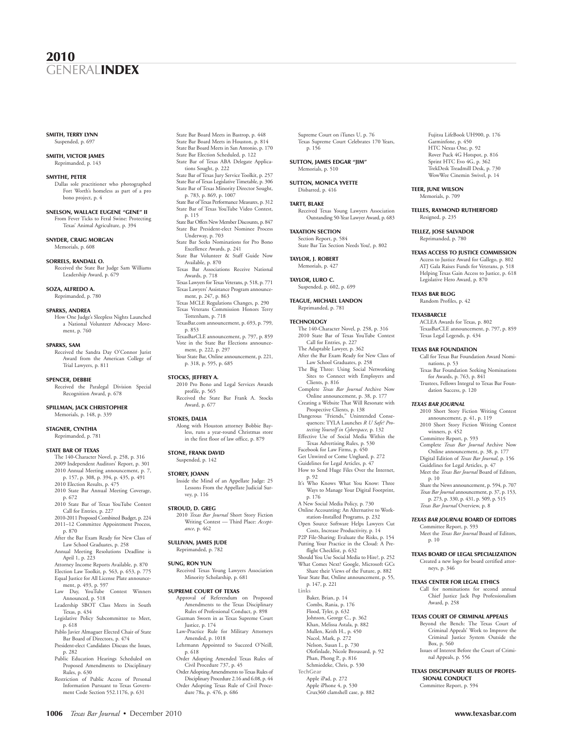# 2010 GENERAL INDEX

**SMITH, TERRY LYNN**
Suspended, p. 697

**SMITH, VICTOR JAMES**
Reprimanded, p. 143

**SMYTHE, PETER**
Dallas sole practitioner who photographed Fort Worth's homeless as part of a pro bono project, p. 4

**SNELSON, WALLACE EUGENE "GENE" II**
From Fever Ticks to Feral Swine: Protecting Texas' Animal Agriculture, p. 394

**SNYDER, CRAIG MORGAN**
Memorials, p. 608

**SORRELS, RANDALL O.**
Received the State Bar Judge Sam Williams Leadership Award, p. 679

**SOZA, ALFREDO A.**
Reprimanded, p. 780

**SPARKS, ANDREA**
How One Judge's Sleepless Nights Launched a National Volunteer Advocacy Movement, p. 760

**SPARKS, SAM**
Received the Sandra Day O'Connor Jurist Award from the American College of Trial Lawyers, p. 811

**SPENCER, DEBBIE**
Received the Paralegal Division Special Recognition Award, p. 678

**SPILLMAN, JACK CHRISTOPHER**
Memorials, p. 148, p. 339

**STAGNER, CYNTHIA**
Reprimanded, p. 781

**STATE BAR OF TEXAS**
The 140-Character Novel, p. 258, p. 316
2009 Independent Auditors' Report, p. 301
2010 Annual Meeting announcement, p. 7, p. 157, p. 308, p. 394, p. 435, p. 491
2010 Election Results, p. 475
2010 State Bar Annual Meeting Coverage, p. 672
2010 State Bar of Texas YouTube Contest Call for Entries, p. 227
2010-2011 Proposed Combined Budget, p. 224
2011–12 Committee Appointment Process, p. 870
After the Bar Exam Ready for New Class of Law School Graduates, p. 258
Annual Meeting Resolutions Deadline is April 1, p. 223
Attorney Income Reports Available, p. 870
Election Law Toolkit, p. 563, p. 653, p. 775
Equal Justice for All License Plate announcement, p. 493, p. 597
Law Day, YouTube Contest Winners Announced, p. 518
Leadership SBOT Class Meets in South Texas, p. 434
Legislative Policy Subcommittee to Meet, p. 618
Pablo Javier Almaguer Elected Chair of State Bar Board of Directors, p. 474
President-elect Candidates Discuss the Issues, p. 282
Public Education Hearings Scheduled on Proposed Amendments to Disciplinary Rules, p. 630
Restriction of Public Access of Personal Information Pursuant to Texas Government Code Section 552.1176, p. 631
State Bar Board Meets in Bastrop, p. 448
State Bar Board Meets in Houston, p. 814
State Bar Board Meets in San Antonio, p. 170
State Bar Election Scheduled, p. 122
State Bar of Texas ABA Delegate Applications Sought, p. 222
State Bar of Texas Jury Service Toolkit, p. 257
State Bar of Texas Legislative Timetable, p. 306
State Bar of Texas Minority Director Sought, p. 783, p. 869, p. 1007
State Bar of Texas Performance Measures, p. 312
State Bar of Texas YouTube Video Contest, p. 115
State Bar Offers New Member Discounts, p. 847
State Bar President-elect Nominee Process Underway, p. 703
State Bar Seeks Nominations for Pro Bono Excellence Awards, p. 241
State Bar Volunteer & Staff Guide Now Available, p. 870
Texas Bar Associations Receive National Awards, p. 718
Texas Lawyers for Texas Veterans, p. 518, p. 771
Texas Lawyers' Assistance Program announcement, p. 247, p. 863
Texas MCLE Regulations Changes, p. 290
Texas Veterans Commission Honors Terry Tottenham, p. 718
TexasBar.com announcement, p. 693, p. 799, p. 853
TexasBarCLE announcement, p. 797, p. 859
Vote in the State Bar Elections announcement, p. 222, p. 297
Your State Bar, Online announcement, p. 221, p. 318, p. 595, p. 685

**STOCKS, JEFFREY A.**
2010 Pro Bono and Legal Services Awards profile, p. 565
Received the State Bar Frank A. Stocks Award, p. 677

**STOKES, DALIA**
Along with Houston attorney Bobbie Bayless, runs a year-round Christmas store in the first floor of law office, p. 879

**STONE, FRANK DAVID**
Suspended, p. 142

**STOREY, JOANN**
Inside the Mind of an Appellate Judge: 25 Lessons From the Appellate Judicial Survey, p. 116

**STROUD, D. GREG**
2010 *Texas Bar Journal* Short Story Fiction Writing Contest — Third Place: *Acceptance*, p. 462

**SULLIVAN, JAMES JUDE**
Reprimanded, p. 782

**SUNG, RON YUN**
Received Texas Young Lawyers Association Minority Scholarship, p. 681

**SUPREME COURT OF TEXAS**
Approval of Referendum on Proposed Amendments to the Texas Disciplinary Rules of Professional Conduct, p. 898
Guzman Sworn in as Texas Supreme Court Justice, p. 174
Law-Practice Rule for Military Attorneys Amended, p. 1018
Lehrmann Appointed to Succeed O'Neill, p. 618
Order Adopting Amended Texas Rules of Civil Procedure 737, p. 45
Order Adopting Amendments to Texas Rules of Disciplinary Procedure 2.16 and 6.08, p. 44
Order Adopting Texas Rule of Civil Procedure 78a, p. 476, p. 686
Supreme Court on iTunes U, p. 76
Texas Supreme Court Celebrates 170 Years, p. 156

**SUTTON, JAMES EDGAR "JIM"**
Memorials, p. 510

**SUTTON, MONICA YVETTE**
Disbarred, p. 416

**TARTT, BLAKE**
Received Texas Young Lawyers Association Outstanding 50-Year Lawyer Award, p. 683

**TAXATION SECTION**
Section Report, p. 584
State Bar Tax Section Needs You!, p. 802

**TAYLOR, J. ROBERT**
Memorials, p. 427

**TAYLOR, LURO C.**
Suspended, p. 602, p. 699

**TEAGUE, MICHAEL LANDON**
Reprimanded, p. 781

**TECHNOLOGY**
The 140-Character Novel, p. 258, p. 316
2010 State Bar of Texas YouTube Contest Call for Entries, p. 227
The Adaptable Lawyer, p. 362
After the Bar Exam Ready for New Class of Law School Graduates, p. 258
The Big Three: Using Social Networking Sites to Connect with Employers and Clients, p. 816
Complete *Texas Bar Journal* Archive Now Online announcement, p. 38, p. 177
Creating a Website That Will Resonate with Prospective Clients, p. 138
Dangerous "Friends," Unintended Consequences: TYLA Launches *R U Safe? Protecting Yourself in Cyberspace*, p. 132
Effective Use of Social Media Within the Texas Advertising Rules, p. 530
Facebook for Law Firms, p. 450
Get Unwired or Come Unglued, p. 272
Guidelines for Legal Articles, p. 47
How to Send Huge Files Over the Internet, p. 92
It's Who Knows What You Know: Three Ways to Manage Your Digital Footprint, p. 176
A New Social Media Policy, p. 730
Online Accounting: An Alternative to Workstation-Installed Programs, p. 232
Open Source Software Helps Lawyers Cut Costs, Increase Productivity, p. 14
P2P File-Sharing: Evaluate the Risks, p. 154
Putting Your Practice in the Cloud: A Preflight Checklist, p. 632
Should You Use Social Media to Hire?, p. 252
What Comes Next? Google, Microsoft GCs Share their Views of the Future, p. 882
Your State Bar, Online announcement, p. 55, p. 147, p. 221

Links
Baker, Brian, p. 14
Combs, Rania, p. 176
Flood, Tyler, p. 632
Johnson, George C., p. 362
Khan, Melissa Astala, p. 882
Mullen, Keith H., p. 450
Nacol, Mark, p. 272
Nelson, Susan I., p. 730
Olofinlade, Nicole Broussard, p. 92
Phan, Phong P., p. 816
Schmiedeke, Chris, p. 530

TechGear
Apple iPad, p. 272
Apple iPhone 4, p. 530
Crux360 clamshell case, p. 882
Fujitsu LifeBook UH900, p. 176
Garminfone, p. 450
HTC Nexus One, p. 92
Rover Puck 4G Hotspot, p. 816
Sprint HTC Evo 4G, p. 362
TrekDesk Treadmill Desk, p. 730
WowWee Cinemin Swivel, p. 14

**TEER, JUNE WILSON**
Memorials, p. 709

**TELLES, RAYMOND RUTHERFORD**
Resigned, p. 235

**TELLEZ, JOSE SALVADOR**
Reprimanded, p. 780

**TEXAS ACCESS TO JUSTICE COMMISSION**
Access to Justice Award for Gallego, p. 802
ATJ Gala Raises Funds for Veterans, p. 518
Helping Texas Gain Access to Justice, p. 618
Legislative Hero Award, p. 870

**TEXAS BAR BLOG**
Random Profiles, p. 42

**TEXASBARCLE**
ACLEA Awards for Texas, p. 802
TexasBarCLE announcement, p. 797, p. 859
Texas Legal Legends, p. 434

**TEXAS BAR FOUNDATION**
Call for Texas Bar Foundation Award Nominations, p. 53
Texas Bar Foundation Seeking Nominations for Awards, p. 763, p. 841
Trustees, Fellows Integral to Texas Bar Foundation Success, p. 120

***TEXAS BAR JOURNAL***
2010 Short Story Fiction Writing Contest announcement, p. 41, p. 119
2010 Short Story Fiction Writing Contest winners, p. 452
Committee Report, p. 593
Complete *Texas Bar Journal* Archive Now Online announcement, p. 38, p. 177
Digital Edition of *Texas Bar Journal*, p. 156
Guidelines for Legal Articles, p. 47
Meet the *Texas Bar Journal* Board of Editors, p. 10
Share the News announcement, p. 594, p. 707
*Texas Bar Journal* announcement, p. 37, p. 153, p. 273, p. 330, p. 431, p. 509, p. 515
*Texas Bar Journal* Overview, p. 8

***TEXAS BAR JOURNAL* BOARD OF EDITORS**
Committee Report, p. 593
Meet the *Texas Bar Journal* Board of Editors, p. 10

**TEXAS BOARD OF LEGAL SPECIALIZATION**
Created a new logo for board certified attorneys, p. 346

**TEXAS CENTER FOR LEGAL ETHICS**
Call for nominations for second annual Chief Justice Jack Pop Professionalism Award, p. 258

**TEXAS COURT OF CRIMINAL APPEALS**
Beyond the Bench: The Texas Court of Criminal Appeals' Work to Improve the Criminal Justice System Outside the Box, p. 560
Issues of Interest Before the Court of Criminal Appeals, p. 556

**TEXAS DISCIPLINARY RULES OF PROFESSIONAL CONDUCT**
Committee Report, p. 594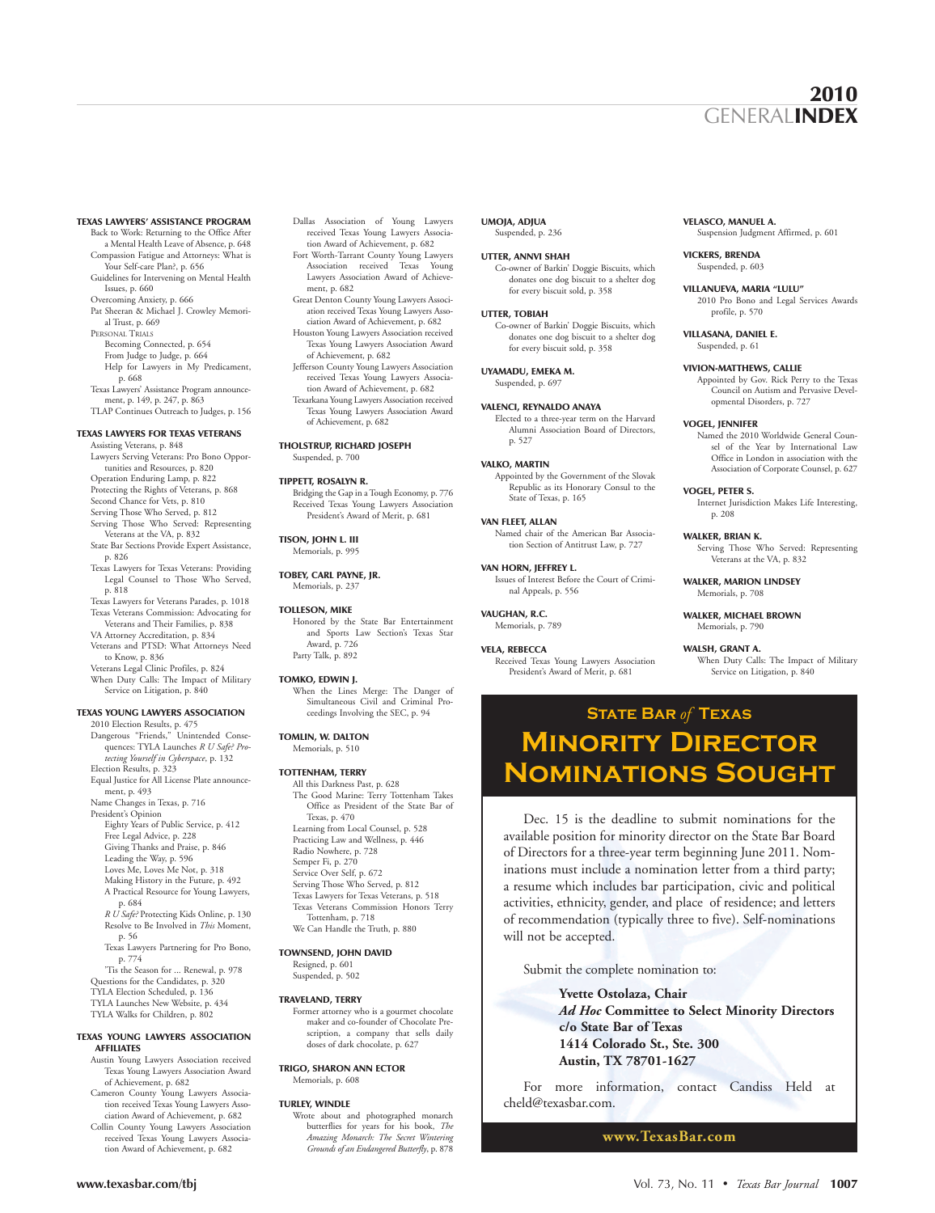# 2010 GENERAL INDEX

**TEXAS LAWYERS' ASSISTANCE PROGRAM**

Back to Work: Returning to the Office After a Mental Health Leave of Absence, p. 648
Compassion Fatigue and Attorneys: What is Your Self-care Plan?, p. 656
Guidelines for Intervening on Mental Health Issues, p. 660
Overcoming Anxiety, p. 666
Pat Sheeran & Michael J. Crowley Memorial Trust, p. 669
PERSONAL TRIALS
Becoming Connected, p. 654
From Judge to Judge, p. 664
Help for Lawyers in My Predicament, p. 668
Texas Lawyers' Assistance Program announcement, p. 149, p. 247, p. 863
TLAP Continues Outreach to Judges, p. 156

**TEXAS LAWYERS FOR TEXAS VETERANS**

Assisting Veterans, p. 848
Lawyers Serving Veterans: Pro Bono Opportunities and Resources, p. 820
Operation Enduring Lamp, p. 822
Protecting the Rights of Veterans, p. 868
Second Chance for Vets, p. 810
Serving Those Who Served, p. 812
Serving Those Who Served: Representing Veterans at the VA, p. 832
State Bar Sections Provide Expert Assistance, p. 826
Texas Lawyers for Texas Veterans: Providing Legal Counsel to Those Who Served, p. 818
Texas Lawyers for Veterans Parades, p. 1018
Texas Veterans Commission: Advocating for Veterans and Their Families, p. 838
VA Attorney Accreditation, p. 834
Veterans and PTSD: What Attorneys Need to Know, p. 836
Veterans Legal Clinic Profiles, p. 824
When Duty Calls: The Impact of Military Service on Litigation, p. 840

**TEXAS YOUNG LAWYERS ASSOCIATION**

2010 Election Results, p. 475
Dangerous "Friends," Unintended Consequences: TYLA Launches *R U Safe? Protecting Yourself in Cyberspace*, p. 132
Election Results, p. 323
Equal Justice for All License Plate announcement, p. 493
Name Changes in Texas, p. 716
President's Opinion
Eighty Years of Public Service, p. 412
Free Legal Advice, p. 228
Giving Thanks and Praise, p. 846
Leading the Way, p. 596
Loves Me, Loves Me Not, p. 318
Making History in the Future, p. 492
A Practical Resource for Young Lawyers, p. 684
*R U Safe?* Protecting Kids Online, p. 130
Resolve to Be Involved in *This* Moment, p. 56
Texas Lawyers Partnering for Pro Bono, p. 774
'Tis the Season for ... Renewal, p. 978
Questions for the Candidates, p. 320
TYLA Election Scheduled, p. 136
TYLA Launches New Website, p. 434
TYLA Walks for Children, p. 802

**TEXAS YOUNG LAWYERS ASSOCIATION AFFILIATES**

Austin Young Lawyers Association received Texas Young Lawyers Association Award of Achievement, p. 682
Cameron County Young Lawyers Association received Texas Young Lawyers Association Award of Achievement, p. 682
Collin County Young Lawyers Association received Texas Young Lawyers Association Award of Achievement, p. 682
Dallas Association of Young Lawyers received Texas Young Lawyers Association Award of Achievement, p. 682
Fort Worth-Tarrant County Young Lawyers Association received Texas Young Lawyers Association Award of Achievement, p. 682
Great Denton County Young Lawyers Association received Texas Young Lawyers Association Award of Achievement, p. 682
Houston Young Lawyers Association received Texas Young Lawyers Association Award of Achievement, p. 682
Jefferson County Young Lawyers Association received Texas Young Lawyers Association Award of Achievement, p. 682
Texarkana Young Lawyers Association received Texas Young Lawyers Association Award of Achievement, p. 682

**THOLSTRUP, RICHARD JOSEPH**

Suspended, p. 700

**TIPPETT, ROSALYN R.**

Bridging the Gap in a Tough Economy, p. 776
Received Texas Young Lawyers Association President's Award of Merit, p. 681

**TISON, JOHN L. III**

Memorials, p. 995

**TOBEY, CARL PAYNE, JR.**

Memorials, p. 237

**TOLLESON, MIKE**

Honored by the State Bar Entertainment and Sports Law Section's Texas Star Award, p. 726
Party Talk, p. 892

**TOMKO, EDWIN J.**

When the Lines Merge: The Danger of Simultaneous Civil and Criminal Proceedings Involving the SEC, p. 94

**TOMLIN, W. DALTON**

Memorials, p. 510

**TOTTENHAM, TERRY**

All this Darkness Past, p. 628
The Good Marine: Terry Tottenham Takes Office as President of the State Bar of Texas, p. 470
Learning from Local Counsel, p. 528
Practicing Law and Wellness, p. 446
Radio Nowhere, p. 728
Semper Fi, p. 270
Service Over Self, p. 672
Serving Those Who Served, p. 812
Texas Lawyers for Texas Veterans, p. 518
Texas Veterans Commission Honors Terry Tottenham, p. 718
We Can Handle the Truth, p. 880

**TOWNSEND, JOHN DAVID**

Resigned, p. 601
Suspended, p. 502

**TRAVELAND, TERRY**

Former attorney who is a gourmet chocolate maker and co-founder of Chocolate Prescription, a company that sells daily doses of dark chocolate, p. 627

**TRIGO, SHARON ANN ECTOR**

Memorials, p. 608

**TURLEY, WINDLE**

Wrote about and photographed monarch butterflies for years for his book, *The Amazing Monarch: The Secret Wintering Grounds of an Endangered Butterfly*, p. 878

**UMOJA, ADJUA**

Suspended, p. 236

**UTTER, ANNVI SHAH**

Co-owner of Barkin' Doggie Biscuits, which donates one dog biscuit to a shelter dog for every biscuit sold, p. 358

**UTTER, TOBIAH**

Co-owner of Barkin' Doggie Biscuits, which donates one dog biscuit to a shelter dog for every biscuit sold, p. 358

**UYAMADU, EMEKA M.**

Suspended, p. 697

**VALENCI, REYNALDO ANAYA**

Elected to a three-year term on the Harvard Alumni Association Board of Directors, p. 527

**VALKO, MARTIN**

Appointed by the Government of the Slovak Republic as its Honorary Consul to the State of Texas, p. 165

**VAN FLEET, ALLAN**

Named chair of the American Bar Association Section of Antitrust Law, p. 727

**VAN HORN, JEFFREY L.**

Issues of Interest Before the Court of Criminal Appeals, p. 556

**VAUGHAN, R.C.**

Memorials, p. 789

**VELA, REBECCA**

Received Texas Young Lawyers Association President's Award of Merit, p. 681

**VELASCO, MANUEL A.**

Suspension Judgment Affirmed, p. 601

**VICKERS, BRENDA**

Suspended, p. 603

**VILLANUEVA, MARIA "LULU"**

2010 Pro Bono and Legal Services Awards profile, p. 570

**VILLASANA, DANIEL E.**

Suspended, p. 61

**VIVION-MATTHEWS, CALLIE**

Appointed by Gov. Rick Perry to the Texas Council on Autism and Pervasive Developmental Disorders, p. 727

**VOGEL, JENNIFER**

Named the 2010 Worldwide General Counsel of the Year by International Law Office in London in association with the Association of Corporate Counsel, p. 627

**VOGEL, PETER S.**

Internet Jurisdiction Makes Life Interesting, p. 208

**WALKER, BRIAN K.**

Serving Those Who Served: Representing Veterans at the VA, p. 832

**WALKER, MARION LINDSEY**

Memorials, p. 708

**WALKER, MICHAEL BROWN**

Memorials, p. 790

**WALSH, GRANT A.**

When Duty Calls: The Impact of Military Service on Litigation, p. 840

## STATE BAR *of* TEXAS
## MINORITY DIRECTOR NOMINATIONS SOUGHT

Dec. 15 is the deadline to submit nominations for the available position for minority director on the State Bar Board of Directors for a three-year term beginning June 2011. Nominations must include a nomination letter from a third party; a resume which includes bar participation, civic and political activities, ethnicity, gender, and place of residence; and letters of recommendation (typically three to five). Self-nominations will not be accepted.

Submit the complete nomination to:

**Yvette Ostolaza, Chair**
***Ad Hoc* Committee to Select Minority Directors**
**c/o State Bar of Texas**
**1414 Colorado St., Ste. 300**
**Austin, TX 78701-1627**

For more information, contact Candiss Held at cheld@texasbar.com.

**www.TexasBar.com**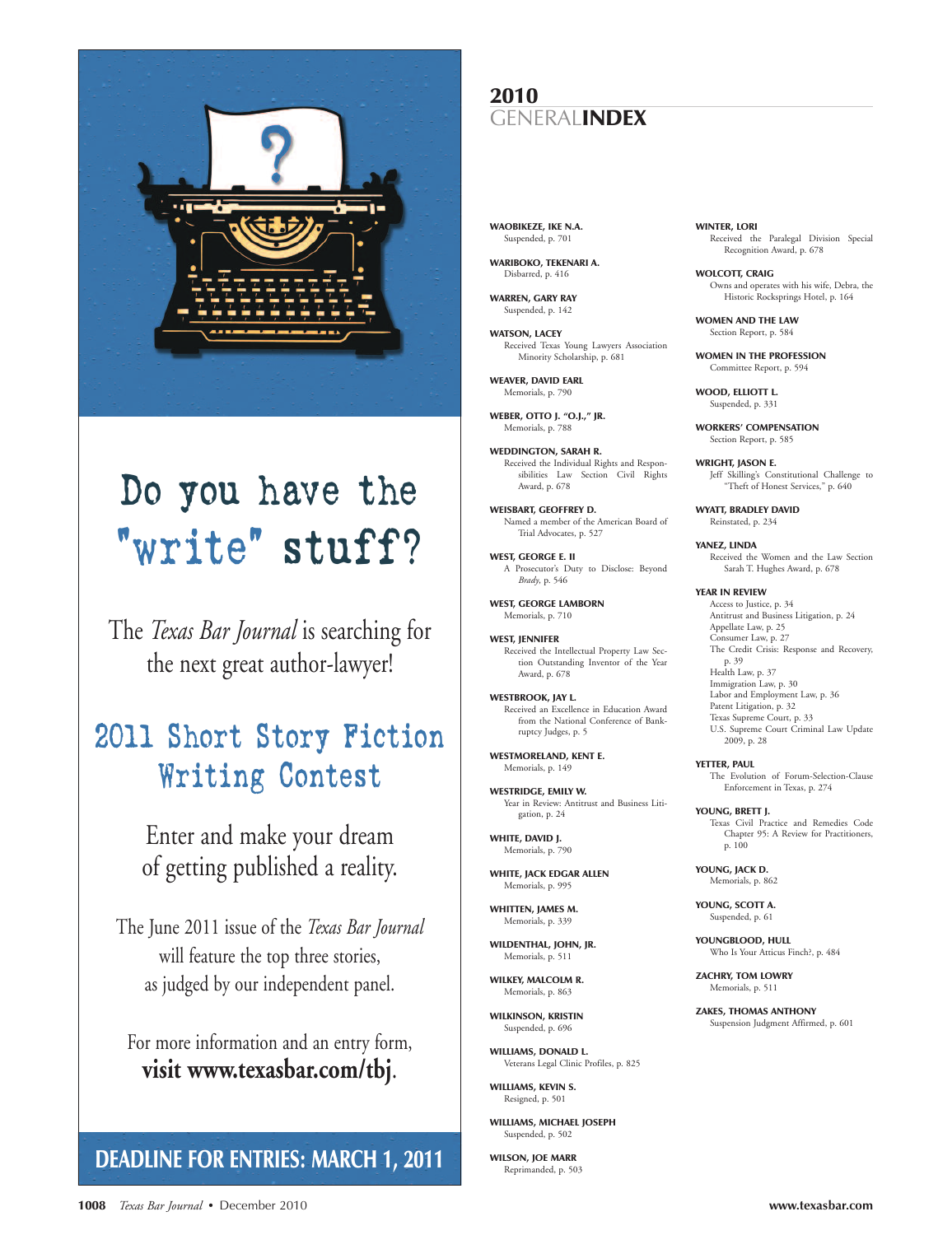Do you have the "write" stuff?

The *Texas Bar Journal* is searching for the next great author-lawyer!

## 2011 Short Story Fiction Writing Contest

Enter and make your dream of getting published a reality.

The June 2011 issue of the *Texas Bar Journal* will feature the top three stories, as judged by our independent panel.

For more information and an entry form, **visit www.texasbar.com/tbj**.

**DEADLINE FOR ENTRIES: MARCH 1, 2011**

# 2010 GENERAL**INDEX**

**WAOBIKEZE, IKE N.A.**
Suspended, p. 701

**WARIBOKO, TEKENARI A.**
Disbarred, p. 416

**WARREN, GARY RAY**
Suspended, p. 142

**WATSON, LACEY**
Received Texas Young Lawyers Association Minority Scholarship, p. 681

**WEAVER, DAVID EARL**
Memorials, p. 790

**WEBER, OTTO J. "O.J.," JR.**
Memorials, p. 788

**WEDDINGTON, SARAH R.**
Received the Individual Rights and Responsibilities Law Section Civil Rights Award, p. 678

**WEISBART, GEOFFREY D.**
Named a member of the American Board of Trial Advocates, p. 527

**WEST, GEORGE E. II**
A Prosecutor's Duty to Disclose: Beyond *Brady*, p. 546

**WEST, GEORGE LAMBORN**
Memorials, p. 710

**WEST, JENNIFER**
Received the Intellectual Property Law Section Outstanding Inventor of the Year Award, p. 678

**WESTBROOK, JAY L.**
Received an Excellence in Education Award from the National Conference of Bankruptcy Judges, p. 5

**WESTMORELAND, KENT E.**
Memorials, p. 149

**WESTRIDGE, EMILY W.**
Year in Review: Antitrust and Business Litigation, p. 24

**WHITE, DAVID J.**
Memorials, p. 790

**WHITE, JACK EDGAR ALLEN**
Memorials, p. 995

**WHITTEN, JAMES M.**
Memorials, p. 339

**WILDENTHAL, JOHN, JR.**
Memorials, p. 511

**WILKEY, MALCOLM R.**
Memorials, p. 863

**WILKINSON, KRISTIN**
Suspended, p. 696

**WILLIAMS, DONALD L.**
Veterans Legal Clinic Profiles, p. 825

**WILLIAMS, KEVIN S.**
Resigned, p. 501

**WILLIAMS, MICHAEL JOSEPH**
Suspended, p. 502

**WILSON, JOE MARR**
Reprimanded, p. 503

**WINTER, LORI**
Received the Paralegal Division Special Recognition Award, p. 678

**WOLCOTT, CRAIG**
Owns and operates with his wife, Debra, the Historic Rocksprings Hotel, p. 164

**WOMEN AND THE LAW**
Section Report, p. 584

**WOMEN IN THE PROFESSION**
Committee Report, p. 594

**WOOD, ELLIOTT L.**
Suspended, p. 331

**WORKERS' COMPENSATION**
Section Report, p. 585

**WRIGHT, JASON E.**
Jeff Skilling's Constitutional Challenge to "Theft of Honest Services," p. 640

**WYATT, BRADLEY DAVID**
Reinstated, p. 234

**YANEZ, LINDA**
Received the Women and the Law Section Sarah T. Hughes Award, p. 678

**YEAR IN REVIEW**
Access to Justice, p. 34
Antitrust and Business Litigation, p. 24
Appellate Law, p. 25
Consumer Law, p. 27
The Credit Crisis: Response and Recovery, p. 39
Health Law, p. 37
Immigration Law, p. 30
Labor and Employment Law, p. 36
Patent Litigation, p. 32
Texas Supreme Court, p. 33
U.S. Supreme Court Criminal Law Update 2009, p. 28

**YETTER, PAUL**
The Evolution of Forum-Selection-Clause Enforcement in Texas, p. 274

**YOUNG, BRETT J.**
Texas Civil Practice and Remedies Code Chapter 95: A Review for Practitioners, p. 100

**YOUNG, JACK D.**
Memorials, p. 862

**YOUNG, SCOTT A.**
Suspended, p. 61

**YOUNGBLOOD, HULL**
Who Is Your Atticus Finch?, p. 484

**ZACHRY, TOM LOWRY**
Memorials, p. 511

**ZAKES, THOMAS ANTHONY**
Suspension Judgment Affirmed, p. 601